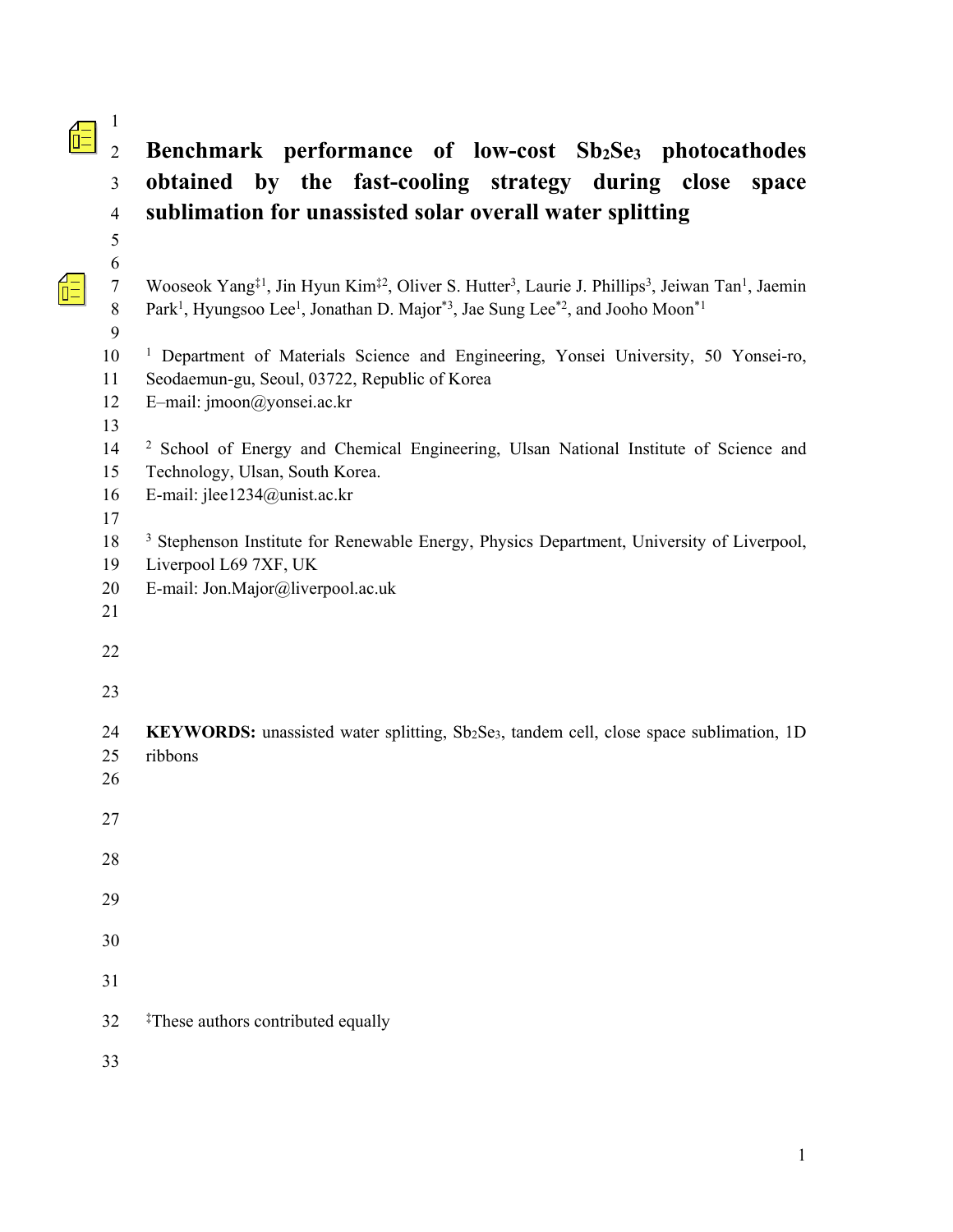# Benchmark performance of low-cost $Sb_2Se_3$ photocathodes obtained by the fast-cooling strategy during close space sublimation for unassisted solar overall water splitting

Wooseok Yang[‡1], Jin Hyun Kim[‡2], Oliver S. Hutter[3], Laurie J. Phillips[3], Jeiwan Tan[1], Jaemin Park[1], Hyungsoo Lee[1], Jonathan D. Major[*3], Jae Sung Lee[*2], and Jooho Moon[*1]

[1] Department of Materials Science and Engineering, Yonsei University, 50 Yonsei-ro, Seodaemun-gu, Seoul, 03722, Republic of Korea
E–mail: jmoon@yonsei.ac.kr

[2] School of Energy and Chemical Engineering, Ulsan National Institute of Science and Technology, Ulsan, South Korea.
E-mail: jlee1234@unist.ac.kr

[3] Stephenson Institute for Renewable Energy, Physics Department, University of Liverpool, Liverpool L69 7XF, UK
E-mail: Jon.Major@liverpool.ac.uk

**KEYWORDS:** unassisted water splitting, $Sb_2Se_3$, tandem cell, close space sublimation, 1D ribbons

[‡]These authors contributed equally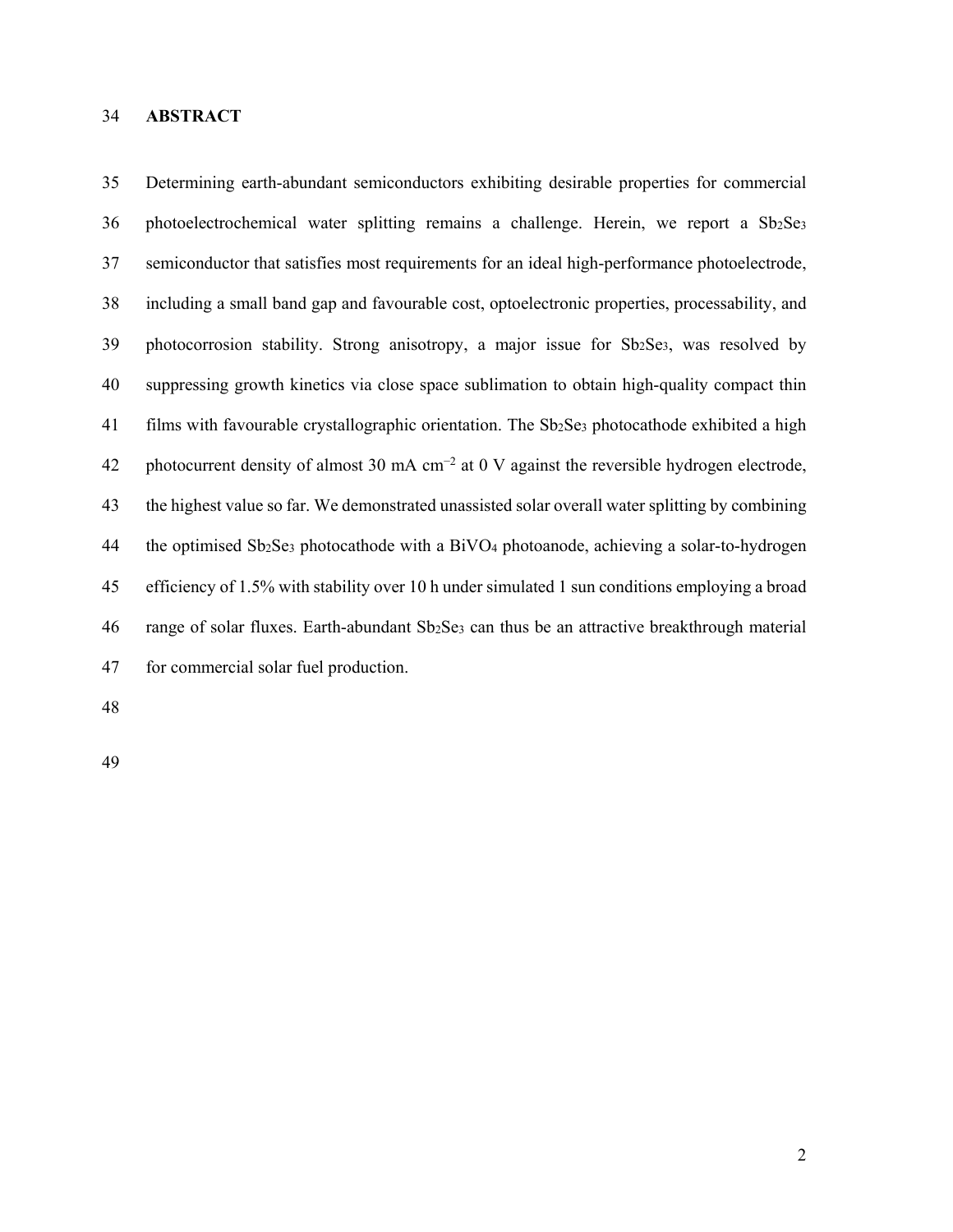## ABSTRACT

Determining earth-abundant semiconductors exhibiting desirable properties for commercial photoelectrochemical water splitting remains a challenge. Herein, we report a $Sb_2Se_3$ semiconductor that satisfies most requirements for an ideal high-performance photoelectrode, including a small band gap and favourable cost, optoelectronic properties, processability, and photocorrosion stability. Strong anisotropy, a major issue for $Sb_2Se_3$, was resolved by suppressing growth kinetics via close space sublimation to obtain high-quality compact thin films with favourable crystallographic orientation. The $Sb_2Se_3$ photocathode exhibited a high photocurrent density of almost 30 mA cm$^{-2}$ at 0 V against the reversible hydrogen electrode, the highest value so far. We demonstrated unassisted solar overall water splitting by combining the optimised $Sb_2Se_3$ photocathode with a $BiVO_4$ photoanode, achieving a solar-to-hydrogen efficiency of 1.5% with stability over 10 h under simulated 1 sun conditions employing a broad range of solar fluxes. Earth-abundant $Sb_2Se_3$ can thus be an attractive breakthrough material for commercial solar fuel production.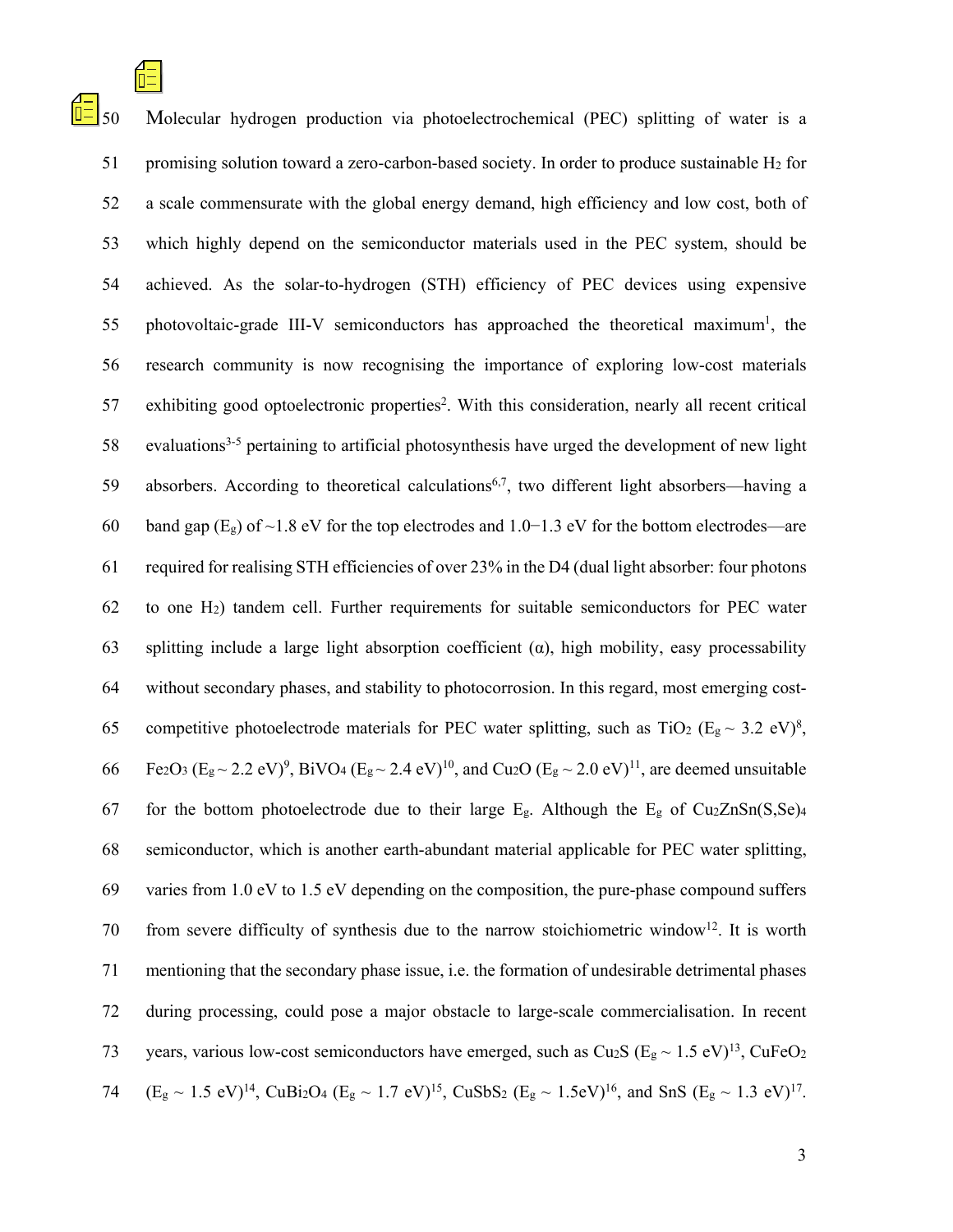Molecular hydrogen production via photoelectrochemical (PEC) splitting of water is a promising solution toward a zero-carbon-based society. In order to produce sustainable $H_2$ for a scale commensurate with the global energy demand, high efficiency and low cost, both of which highly depend on the semiconductor materials used in the PEC system, should be achieved. As the solar-to-hydrogen (STH) efficiency of PEC devices using expensive photovoltaic-grade III-V semiconductors has approached the theoretical maximum[1], the research community is now recognising the importance of exploring low-cost materials exhibiting good optoelectronic properties[2]. With this consideration, nearly all recent critical evaluations[3-5] pertaining to artificial photosynthesis have urged the development of new light absorbers. According to theoretical calculations[6,7], two different light absorbers—having a band gap ($E_g$) of ~1.8 eV for the top electrodes and 1.0−1.3 eV for the bottom electrodes—are required for realising STH efficiencies of over 23% in the D4 (dual light absorber: four photons to one $H_2$) tandem cell. Further requirements for suitable semiconductors for PEC water splitting include a large light absorption coefficient (α), high mobility, easy processability without secondary phases, and stability to photocorrosion. In this regard, most emerging cost-competitive photoelectrode materials for PEC water splitting, such as $TiO_2$ ($E_g$ ~ 3.2 eV)[8], $Fe_2O_3$ ($E_g$ ~ 2.2 eV)[9], $BiVO_4$ ($E_g$ ~ 2.4 eV)[10], and $Cu_2O$ ($E_g$ ~ 2.0 eV)[11], are deemed unsuitable for the bottom photoelectrode due to their large $E_g$. Although the $E_g$ of $Cu_2ZnSn(S,Se)_4$ semiconductor, which is another earth-abundant material applicable for PEC water splitting, varies from 1.0 eV to 1.5 eV depending on the composition, the pure-phase compound suffers from severe difficulty of synthesis due to the narrow stoichiometric window[12]. It is worth mentioning that the secondary phase issue, i.e. the formation of undesirable detrimental phases during processing, could pose a major obstacle to large-scale commercialisation. In recent years, various low-cost semiconductors have emerged, such as $Cu_2S$ ($E_g$ ~ 1.5 eV)[13], $CuFeO_2$ ($E_g$ ~ 1.5 eV)[14], $CuBi_2O_4$ ($E_g$ ~ 1.7 eV)[15], $CuSbS_2$ ($E_g$ ~ 1.5eV)[16], and SnS ($E_g$ ~ 1.3 eV)[17].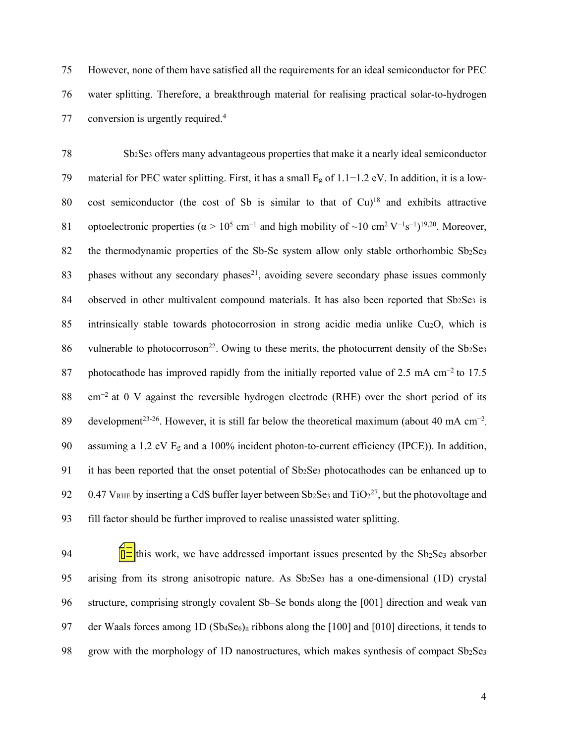However, none of them have satisfied all the requirements for an ideal semiconductor for PEC water splitting. Therefore, a breakthrough material for realising practical solar-to-hydrogen conversion is urgently required.[4]

$Sb_2Se_3$ offers many advantageous properties that make it a nearly ideal semiconductor material for PEC water splitting. First, it has a small $E_g$ of 1.1−1.2 eV. In addition, it is a low-cost semiconductor (the cost of Sb is similar to that of Cu)[18] and exhibits attractive optoelectronic properties ($\alpha > 10^5$ cm$^{-1}$ and high mobility of ~10 cm$^2$ V$^{-1}$s$^{-1}$)[19,20]. Moreover, the thermodynamic properties of the Sb-Se system allow only stable orthorhombic $Sb_2Se_3$ phases without any secondary phases[21], avoiding severe secondary phase issues commonly observed in other multivalent compound materials. It has also been reported that $Sb_2Se_3$ is intrinsically stable towards photocorrosion in strong acidic media unlike $Cu_2O$, which is vulnerable to photocorroson[22]. Owing to these merits, the photocurrent density of the $Sb_2Se_3$ photocathode has improved rapidly from the initially reported value of 2.5 mA cm$^{-2}$ to 17.5 cm$^{-2}$ at 0 V against the reversible hydrogen electrode (RHE) over the short period of its development[23-26]. However, it is still far below the theoretical maximum (about 40 mA cm$^{-2}$, assuming a 1.2 eV $E_g$ and a 100% incident photon-to-current efficiency (IPCE)). In addition, it has been reported that the onset potential of $Sb_2Se_3$ photocathodes can be enhanced up to 0.47 $V_{RHE}$ by inserting a CdS buffer layer between $Sb_2Se_3$ and $TiO_2$[27], but the photovoltage and fill factor should be further improved to realise unassisted water splitting.

In this work, we have addressed important issues presented by the $Sb_2Se_3$ absorber arising from its strong anisotropic nature. As $Sb_2Se_3$ has a one-dimensional (1D) crystal structure, comprising strongly covalent Sb–Se bonds along the [001] direction and weak van der Waals forces among 1D $(Sb_4Se_6)_n$ ribbons along the [100] and [010] directions, it tends to grow with the morphology of 1D nanostructures, which makes synthesis of compact $Sb_2Se_3$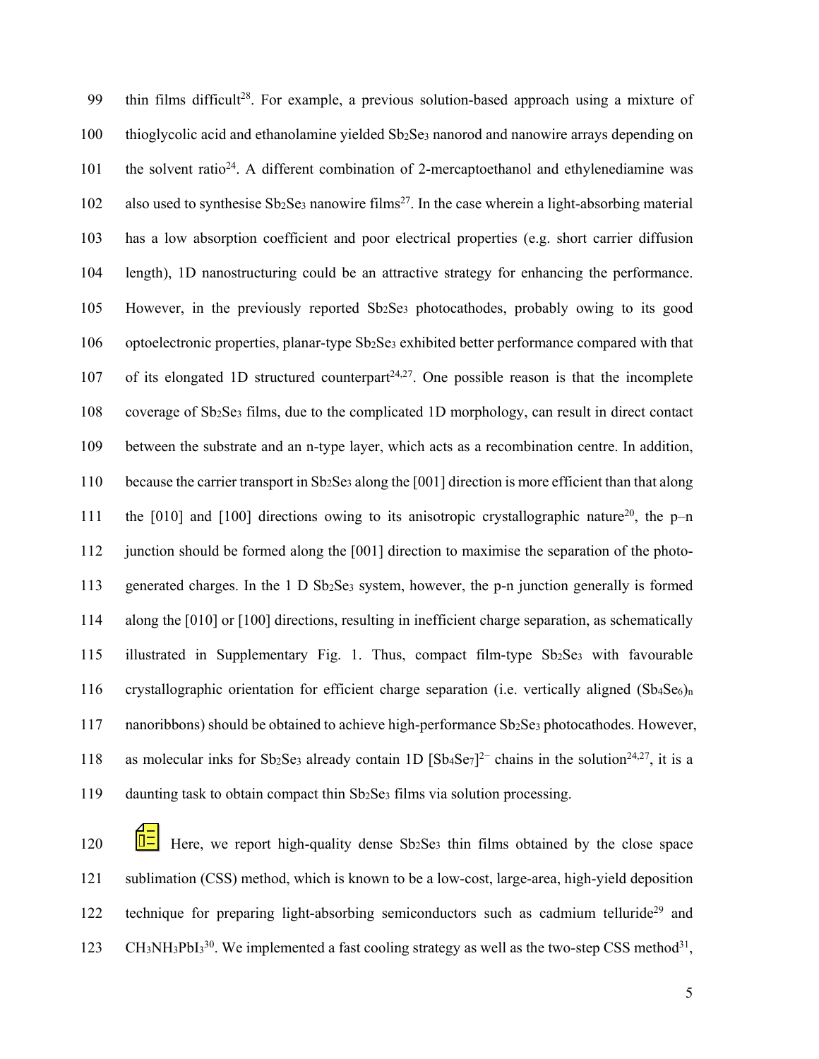thin films difficult[28]. For example, a previous solution-based approach using a mixture of thioglycolic acid and ethanolamine yielded $Sb_2Se_3$ nanorod and nanowire arrays depending on the solvent ratio[24]. A different combination of 2-mercaptoethanol and ethylenediamine was also used to synthesise $Sb_2Se_3$ nanowire films[27]. In the case wherein a light-absorbing material has a low absorption coefficient and poor electrical properties (e.g. short carrier diffusion length), 1D nanostructuring could be an attractive strategy for enhancing the performance. However, in the previously reported $Sb_2Se_3$ photocathodes, probably owing to its good optoelectronic properties, planar-type $Sb_2Se_3$ exhibited better performance compared with that of its elongated 1D structured counterpart[24,27]. One possible reason is that the incomplete coverage of $Sb_2Se_3$ films, due to the complicated 1D morphology, can result in direct contact between the substrate and an n-type layer, which acts as a recombination centre. In addition, because the carrier transport in $Sb_2Se_3$ along the [001] direction is more efficient than that along the [010] and [100] directions owing to its anisotropic crystallographic nature[20], the p–n junction should be formed along the [001] direction to maximise the separation of the photo-generated charges. In the 1 D $Sb_2Se_3$ system, however, the p-n junction generally is formed along the [010] or [100] directions, resulting in inefficient charge separation, as schematically illustrated in Supplementary Fig. 1. Thus, compact film-type $Sb_2Se_3$ with favourable crystallographic orientation for efficient charge separation (i.e. vertically aligned $(Sb_4Se_6)_n$ nanoribbons) should be obtained to achieve high-performance $Sb_2Se_3$ photocathodes. However, as molecular inks for $Sb_2Se_3$ already contain 1D $[Sb_4Se_7]^{2-}$ chains in the solution[24,27], it is a daunting task to obtain compact thin $Sb_2Se_3$ films via solution processing.

Here, we report high-quality dense $Sb_2Se_3$ thin films obtained by the close space sublimation (CSS) method, which is known to be a low-cost, large-area, high-yield deposition technique for preparing light-absorbing semiconductors such as cadmium telluride[29] and $CH_3NH_3PbI_3$[30]. We implemented a fast cooling strategy as well as the two-step CSS method[31],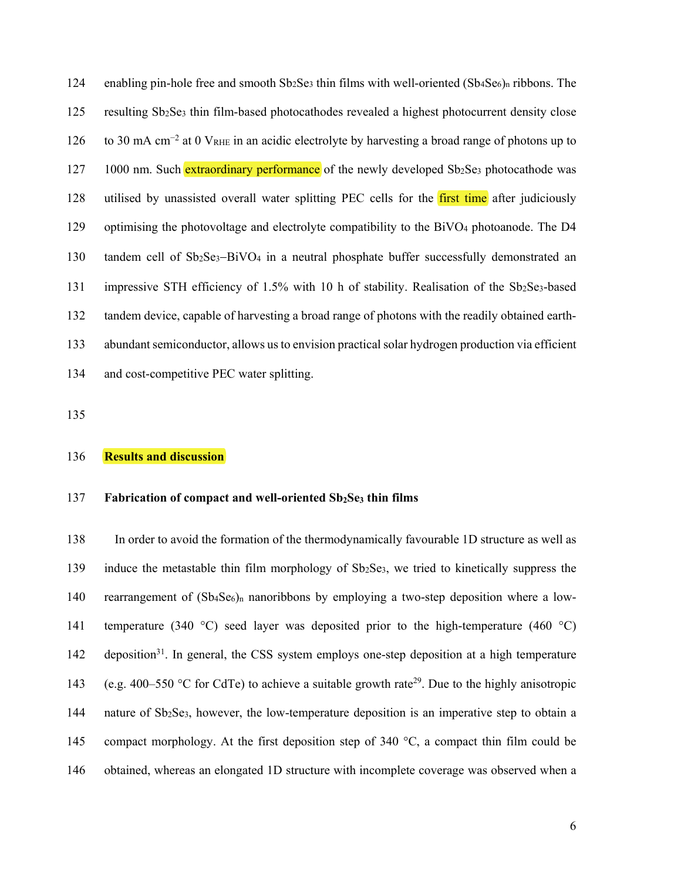enabling pin-hole free and smooth $Sb_2Se_3$ thin films with well-oriented $(Sb_4Se_6)_n$ ribbons. The resulting $Sb_2Se_3$ thin film-based photocathodes revealed a highest photocurrent density close to 30 mA cm$^{-2}$ at 0 $V_{RHE}$ in an acidic electrolyte by harvesting a broad range of photons up to 1000 nm. Such extraordinary performance of the newly developed $Sb_2Se_3$ photocathode was utilised by unassisted overall water splitting PEC cells for the first time after judiciously optimising the photovoltage and electrolyte compatibility to the $BiVO_4$ photoanode. The D4 tandem cell of $Sb_2Se_3$–$BiVO_4$ in a neutral phosphate buffer successfully demonstrated an impressive STH efficiency of 1.5% with 10 h of stability. Realisation of the $Sb_2Se_3$-based tandem device, capable of harvesting a broad range of photons with the readily obtained earth-abundant semiconductor, allows us to envision practical solar hydrogen production via efficient and cost-competitive PEC water splitting.

## Results and discussion

### Fabrication of compact and well-oriented $Sb_2Se_3$ thin films

In order to avoid the formation of the thermodynamically favourable 1D structure as well as induce the metastable thin film morphology of $Sb_2Se_3$, we tried to kinetically suppress the rearrangement of $(Sb_4Se_6)_n$ nanoribbons by employing a two-step deposition where a low-temperature (340 °C) seed layer was deposited prior to the high-temperature (460 °C) deposition[31]. In general, the CSS system employs one-step deposition at a high temperature (e.g. 400–550 °C for CdTe) to achieve a suitable growth rate[29]. Due to the highly anisotropic nature of $Sb_2Se_3$, however, the low-temperature deposition is an imperative step to obtain a compact morphology. At the first deposition step of 340 °C, a compact thin film could be obtained, whereas an elongated 1D structure with incomplete coverage was observed when a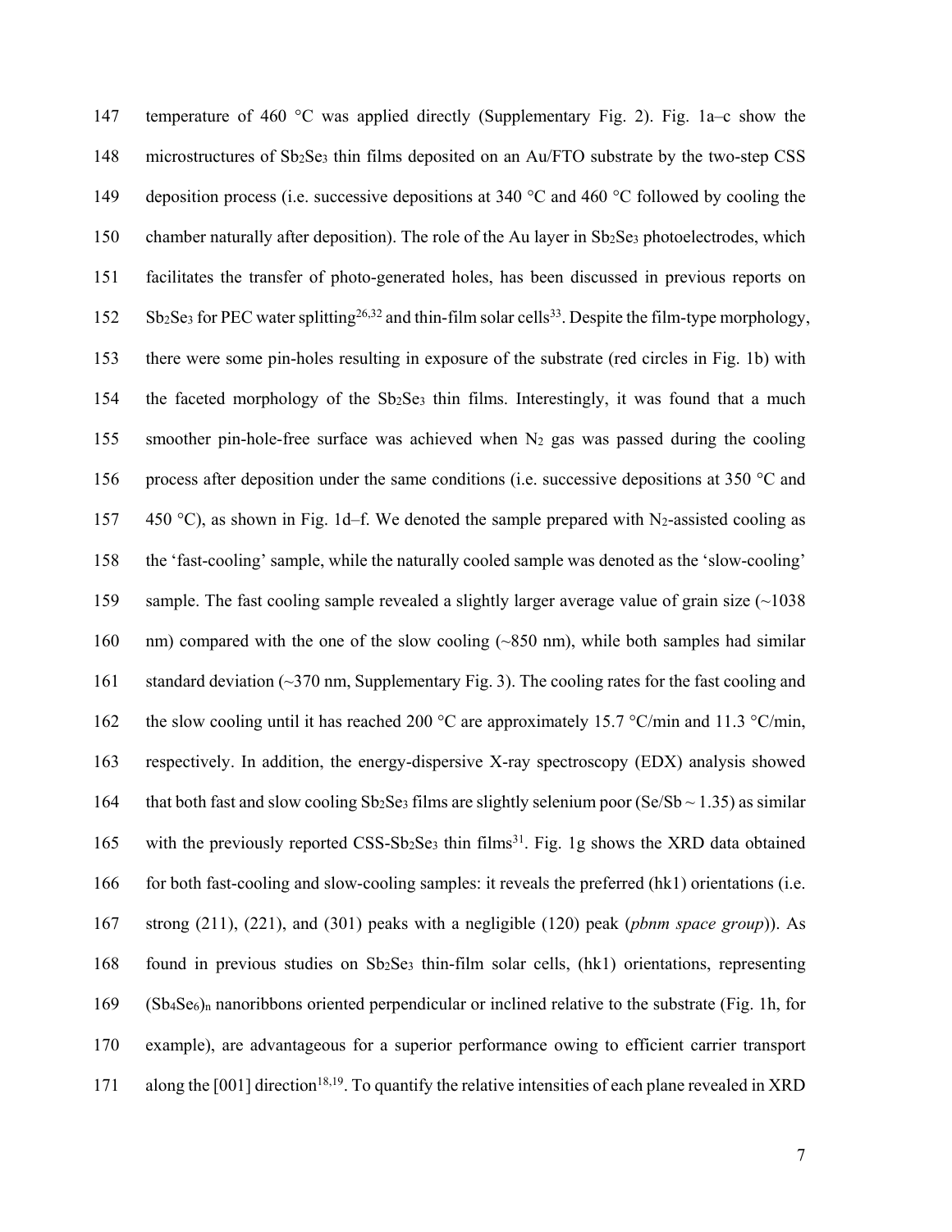temperature of 460 °C was applied directly (Supplementary Fig. 2). Fig. 1a–c show the microstructures of $Sb_2Se_3$ thin films deposited on an Au/FTO substrate by the two-step CSS deposition process (i.e. successive depositions at 340 °C and 460 °C followed by cooling the chamber naturally after deposition). The role of the Au layer in $Sb_2Se_3$ photoelectrodes, which facilitates the transfer of photo-generated holes, has been discussed in previous reports on $Sb_2Se_3$ for PEC water splitting[26,32] and thin-film solar cells[33]. Despite the film-type morphology, there were some pin-holes resulting in exposure of the substrate (red circles in Fig. 1b) with the faceted morphology of the $Sb_2Se_3$ thin films. Interestingly, it was found that a much smoother pin-hole-free surface was achieved when $N_2$ gas was passed during the cooling process after deposition under the same conditions (i.e. successive depositions at 350 °C and 450 °C), as shown in Fig. 1d–f. We denoted the sample prepared with $N_2$-assisted cooling as the 'fast-cooling' sample, while the naturally cooled sample was denoted as the 'slow-cooling' sample. The fast cooling sample revealed a slightly larger average value of grain size (~1038 nm) compared with the one of the slow cooling (~850 nm), while both samples had similar standard deviation (~370 nm, Supplementary Fig. 3). The cooling rates for the fast cooling and the slow cooling until it has reached 200 °C are approximately 15.7 °C/min and 11.3 °C/min, respectively. In addition, the energy-dispersive X-ray spectroscopy (EDX) analysis showed that both fast and slow cooling $Sb_2Se_3$ films are slightly selenium poor (Se/Sb ~ 1.35) as similar with the previously reported CSS-$Sb_2Se_3$ thin films[31]. Fig. 1g shows the XRD data obtained for both fast-cooling and slow-cooling samples: it reveals the preferred (hk1) orientations (i.e. strong (211), (221), and (301) peaks with a negligible (120) peak (*pbnm space group*)). As found in previous studies on $Sb_2Se_3$ thin-film solar cells, (hk1) orientations, representing $(Sb_4Se_6)_n$ nanoribbons oriented perpendicular or inclined relative to the substrate (Fig. 1h, for example), are advantageous for a superior performance owing to efficient carrier transport along the [001] direction[18,19]. To quantify the relative intensities of each plane revealed in XRD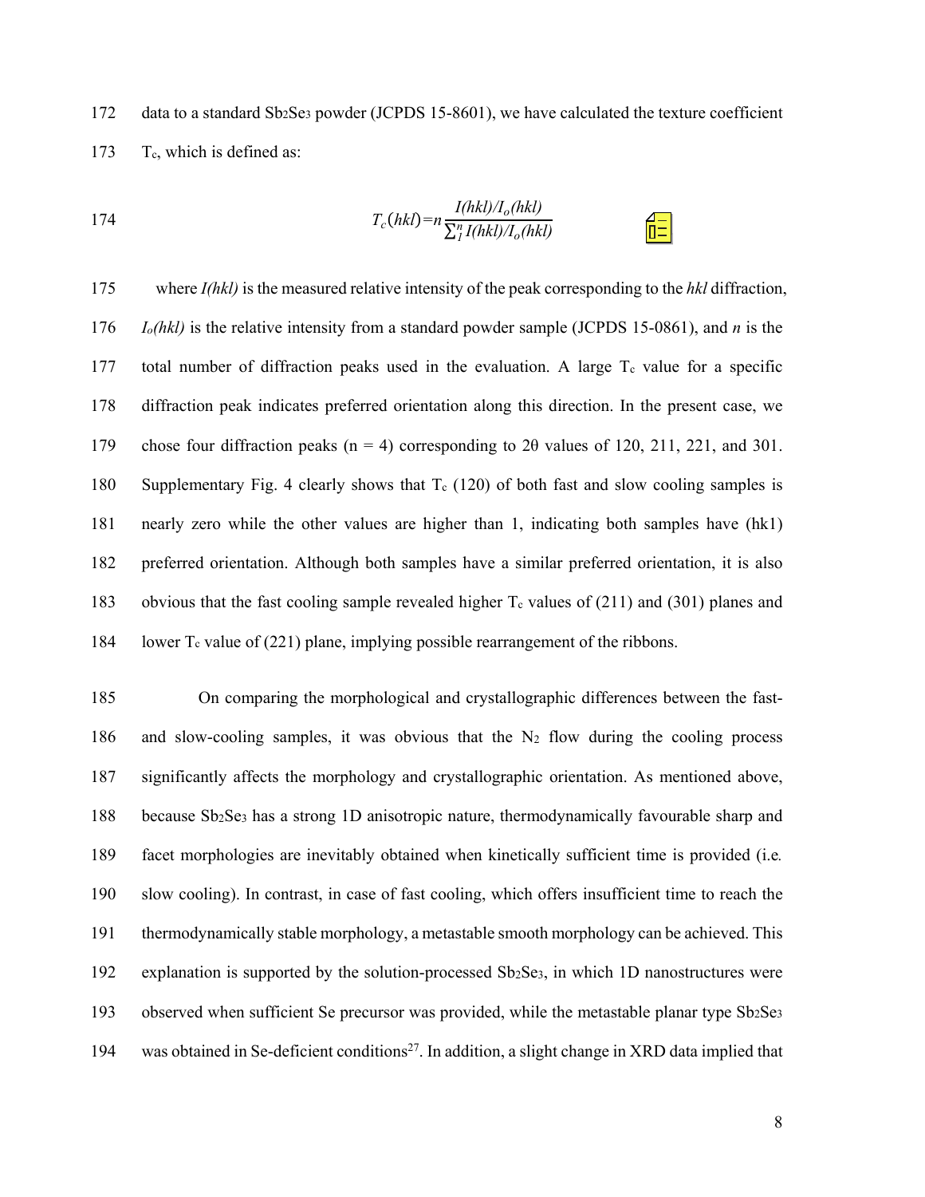data to a standard $Sb_2Se_3$ powder (JCPDS 15-8601), we have calculated the texture coefficient $T_c$, which is defined as:

$$T_c(hkl)=n\frac{I(hkl)/I_o(hkl)}{\sum_1^n I(hkl)/I_o(hkl)}$$

where *I(hkl)* is the measured relative intensity of the peak corresponding to the *hkl* diffraction, $I_o(hkl)$ is the relative intensity from a standard powder sample (JCPDS 15-0861), and *n* is the total number of diffraction peaks used in the evaluation. A large $T_c$ value for a specific diffraction peak indicates preferred orientation along this direction. In the present case, we chose four diffraction peaks (n = 4) corresponding to 2θ values of 120, 211, 221, and 301. Supplementary Fig. 4 clearly shows that $T_c$ (120) of both fast and slow cooling samples is nearly zero while the other values are higher than 1, indicating both samples have (hk1) preferred orientation. Although both samples have a similar preferred orientation, it is also obvious that the fast cooling sample revealed higher $T_c$ values of (211) and (301) planes and lower $T_c$ value of (221) plane, implying possible rearrangement of the ribbons.

On comparing the morphological and crystallographic differences between the fast- and slow-cooling samples, it was obvious that the $N_2$ flow during the cooling process significantly affects the morphology and crystallographic orientation. As mentioned above, because $Sb_2Se_3$ has a strong 1D anisotropic nature, thermodynamically favourable sharp and facet morphologies are inevitably obtained when kinetically sufficient time is provided (i.e. slow cooling). In contrast, in case of fast cooling, which offers insufficient time to reach the thermodynamically stable morphology, a metastable smooth morphology can be achieved. This explanation is supported by the solution-processed $Sb_2Se_3$, in which 1D nanostructures were observed when sufficient Se precursor was provided, while the metastable planar type $Sb_2Se_3$ was obtained in Se-deficient conditions[27]. In addition, a slight change in XRD data implied that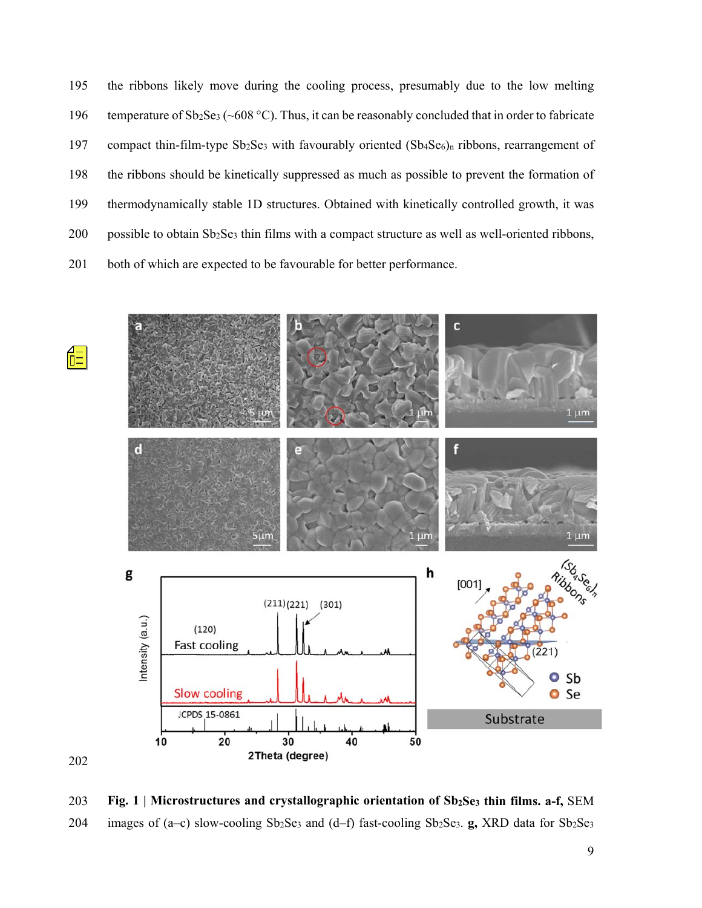the ribbons likely move during the cooling process, presumably due to the low melting temperature of $Sb_2Se_3$ (~608 °C). Thus, it can be reasonably concluded that in order to fabricate compact thin-film-type $Sb_2Se_3$ with favourably oriented $(Sb_4Se_6)_n$ ribbons, rearrangement of the ribbons should be kinetically suppressed as much as possible to prevent the formation of thermodynamically stable 1D structures. Obtained with kinetically controlled growth, it was possible to obtain $Sb_2Se_3$ thin films with a compact structure as well as well-oriented ribbons, both of which are expected to be favourable for better performance.

**Fig. 1 | Microstructures and crystallographic orientation of $Sb_2Se_3$ thin films. a-f,** SEM images of (a–c) slow-cooling $Sb_2Se_3$ and (d–f) fast-cooling $Sb_2Se_3$. **g,** XRD data for $Sb_2Se_3$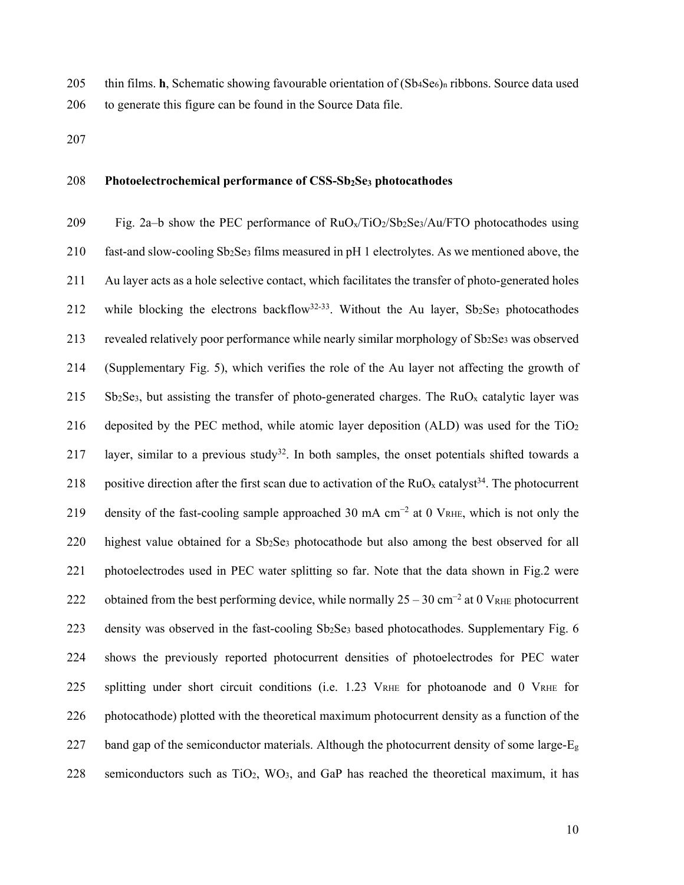thin films. **h**, Schematic showing favourable orientation of $(Sb_4Se_6)_n$ ribbons. Source data used to generate this figure can be found in the Source Data file.

### Photoelectrochemical performance of CSS-$Sb_2Se_3$ photocathodes

Fig. 2a–b show the PEC performance of $RuO_x/TiO_2/Sb_2Se_3$/Au/FTO photocathodes using fast-and slow-cooling $Sb_2Se_3$ films measured in pH 1 electrolytes. As we mentioned above, the Au layer acts as a hole selective contact, which facilitates the transfer of photo-generated holes while blocking the electrons backflow[32-33]. Without the Au layer, $Sb_2Se_3$ photocathodes revealed relatively poor performance while nearly similar morphology of $Sb_2Se_3$ was observed (Supplementary Fig. 5), which verifies the role of the Au layer not affecting the growth of $Sb_2Se_3$, but assisting the transfer of photo-generated charges. The $RuO_x$ catalytic layer was deposited by the PEC method, while atomic layer deposition (ALD) was used for the $TiO_2$ layer, similar to a previous study[32]. In both samples, the onset potentials shifted towards a positive direction after the first scan due to activation of the $RuO_x$ catalyst[34]. The photocurrent density of the fast-cooling sample approached 30 mA cm$^{-2}$ at 0 $V_{RHE}$, which is not only the highest value obtained for a $Sb_2Se_3$ photocathode but also among the best observed for all photoelectrodes used in PEC water splitting so far. Note that the data shown in Fig.2 were obtained from the best performing device, while normally 25 – 30 cm$^{-2}$ at 0 $V_{RHE}$ photocurrent density was observed in the fast-cooling $Sb_2Se_3$ based photocathodes. Supplementary Fig. 6 shows the previously reported photocurrent densities of photoelectrodes for PEC water splitting under short circuit conditions (i.e. 1.23 $V_{RHE}$ for photoanode and 0 $V_{RHE}$ for photocathode) plotted with the theoretical maximum photocurrent density as a function of the band gap of the semiconductor materials. Although the photocurrent density of some large-$E_g$ semiconductors such as $TiO_2$, $WO_3$, and GaP has reached the theoretical maximum, it has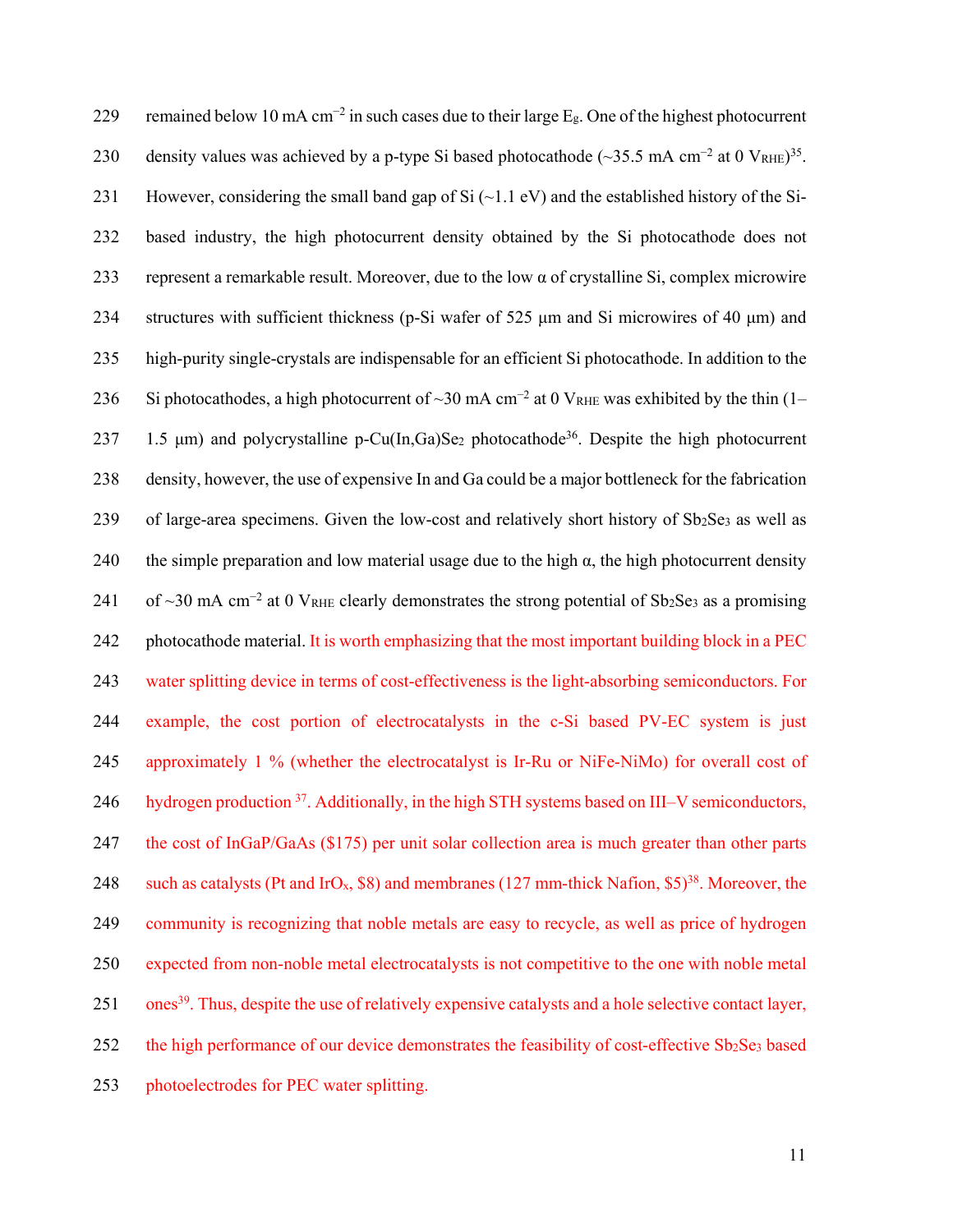remained below 10 mA cm$^{-2}$ in such cases due to their large $E_g$. One of the highest photocurrent density values was achieved by a p-type Si based photocathode (~35.5 mA cm$^{-2}$ at 0 $V_{RHE}$)[35]. However, considering the small band gap of Si (~1.1 eV) and the established history of the Si-based industry, the high photocurrent density obtained by the Si photocathode does not represent a remarkable result. Moreover, due to the low α of crystalline Si, complex microwire structures with sufficient thickness (p-Si wafer of 525 μm and Si microwires of 40 μm) and high-purity single-crystals are indispensable for an efficient Si photocathode. In addition to the Si photocathodes, a high photocurrent of ~30 mA cm$^{-2}$ at 0 $V_{RHE}$ was exhibited by the thin (1–1.5 μm) and polycrystalline p-$Cu(In,Ga)Se_2$ photocathode[36]. Despite the high photocurrent density, however, the use of expensive In and Ga could be a major bottleneck for the fabrication of large-area specimens. Given the low-cost and relatively short history of $Sb_2Se_3$ as well as the simple preparation and low material usage due to the high α, the high photocurrent density of ~30 mA cm$^{-2}$ at 0 $V_{RHE}$ clearly demonstrates the strong potential of $Sb_2Se_3$ as a promising photocathode material. It is worth emphasizing that the most important building block in a PEC water splitting device in terms of cost-effectiveness is the light-absorbing semiconductors. For example, the cost portion of electrocatalysts in the c-Si based PV-EC system is just approximately 1 % (whether the electrocatalyst is Ir-Ru or NiFe-NiMo) for overall cost of hydrogen production [37]. Additionally, in the high STH systems based on III–V semiconductors, the cost of InGaP/GaAs ($175) per unit solar collection area is much greater than other parts such as catalysts (Pt and $IrO_x$, $8) and membranes (127 mm-thick Nafion, $5)[38]. Moreover, the community is recognizing that noble metals are easy to recycle, as well as price of hydrogen expected from non-noble metal electrocatalysts is not competitive to the one with noble metal ones[39]. Thus, despite the use of relatively expensive catalysts and a hole selective contact layer, the high performance of our device demonstrates the feasibility of cost-effective $Sb_2Se_3$ based photoelectrodes for PEC water splitting.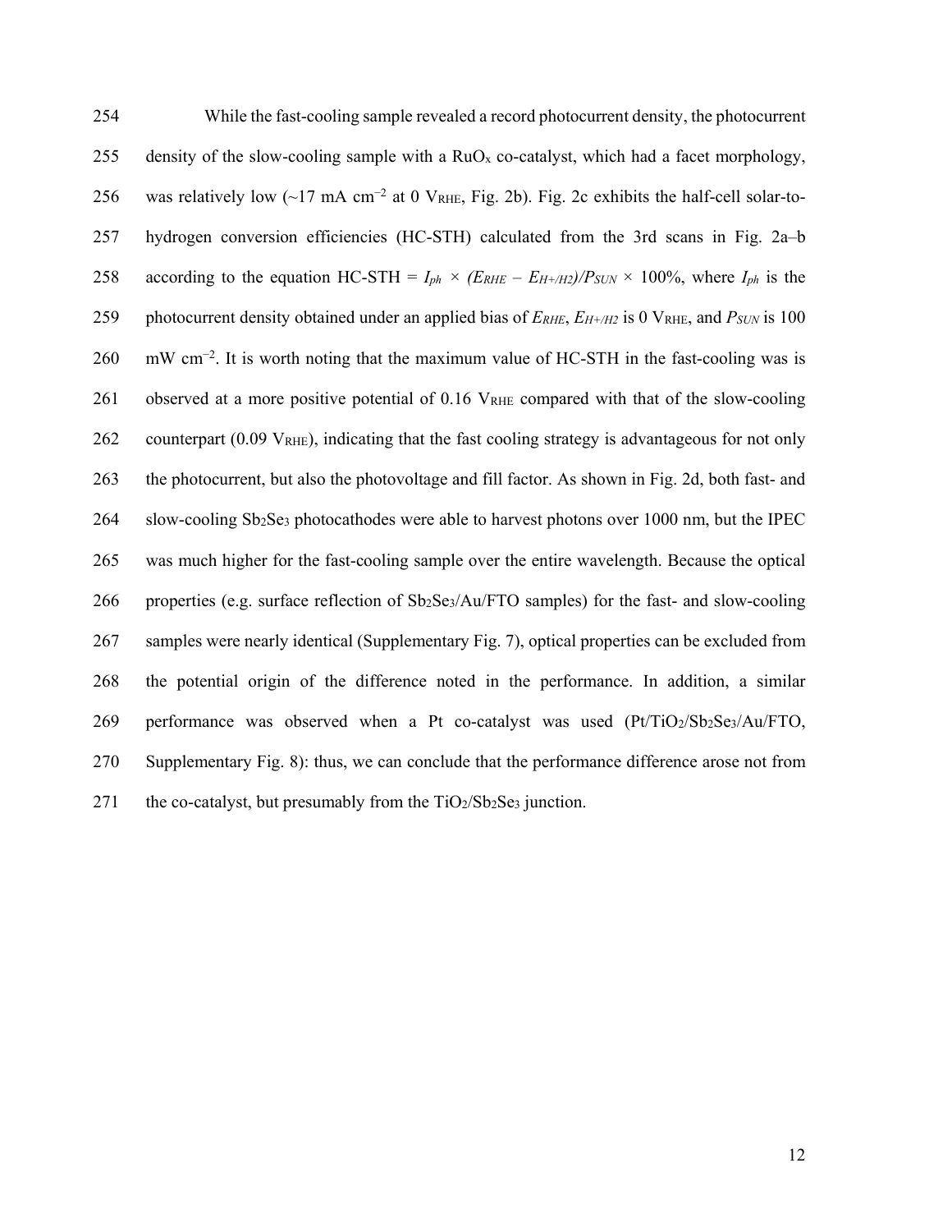While the fast-cooling sample revealed a record photocurrent density, the photocurrent density of the slow-cooling sample with a $RuO_x$ co-catalyst, which had a facet morphology, was relatively low (~17 mA cm$^{-2}$ at 0 $V_{RHE}$, Fig. 2b). Fig. 2c exhibits the half-cell solar-to-hydrogen conversion efficiencies (HC-STH) calculated from the 3rd scans in Fig. 2a–b according to the equation HC-STH = $I_{ph} \times (E_{RHE} - E_{H+/H2})/P_{SUN} \times 100\%$, where $I_{ph}$ is the photocurrent density obtained under an applied bias of $E_{RHE}$, $E_{H+/H2}$ is 0 $V_{RHE}$, and $P_{SUN}$ is 100 mW cm$^{-2}$. It is worth noting that the maximum value of HC-STH in the fast-cooling was is observed at a more positive potential of 0.16 $V_{RHE}$ compared with that of the slow-cooling counterpart (0.09 $V_{RHE}$), indicating that the fast cooling strategy is advantageous for not only the photocurrent, but also the photovoltage and fill factor. As shown in Fig. 2d, both fast- and slow-cooling $Sb_2Se_3$ photocathodes were able to harvest photons over 1000 nm, but the IPEC was much higher for the fast-cooling sample over the entire wavelength. Because the optical properties (e.g. surface reflection of $Sb_2Se_3$/Au/FTO samples) for the fast- and slow-cooling samples were nearly identical (Supplementary Fig. 7), optical properties can be excluded from the potential origin of the difference noted in the performance. In addition, a similar performance was observed when a Pt co-catalyst was used (Pt/$TiO_2$/$Sb_2Se_3$/Au/FTO, Supplementary Fig. 8): thus, we can conclude that the performance difference arose not from the co-catalyst, but presumably from the $TiO_2$/$Sb_2Se_3$ junction.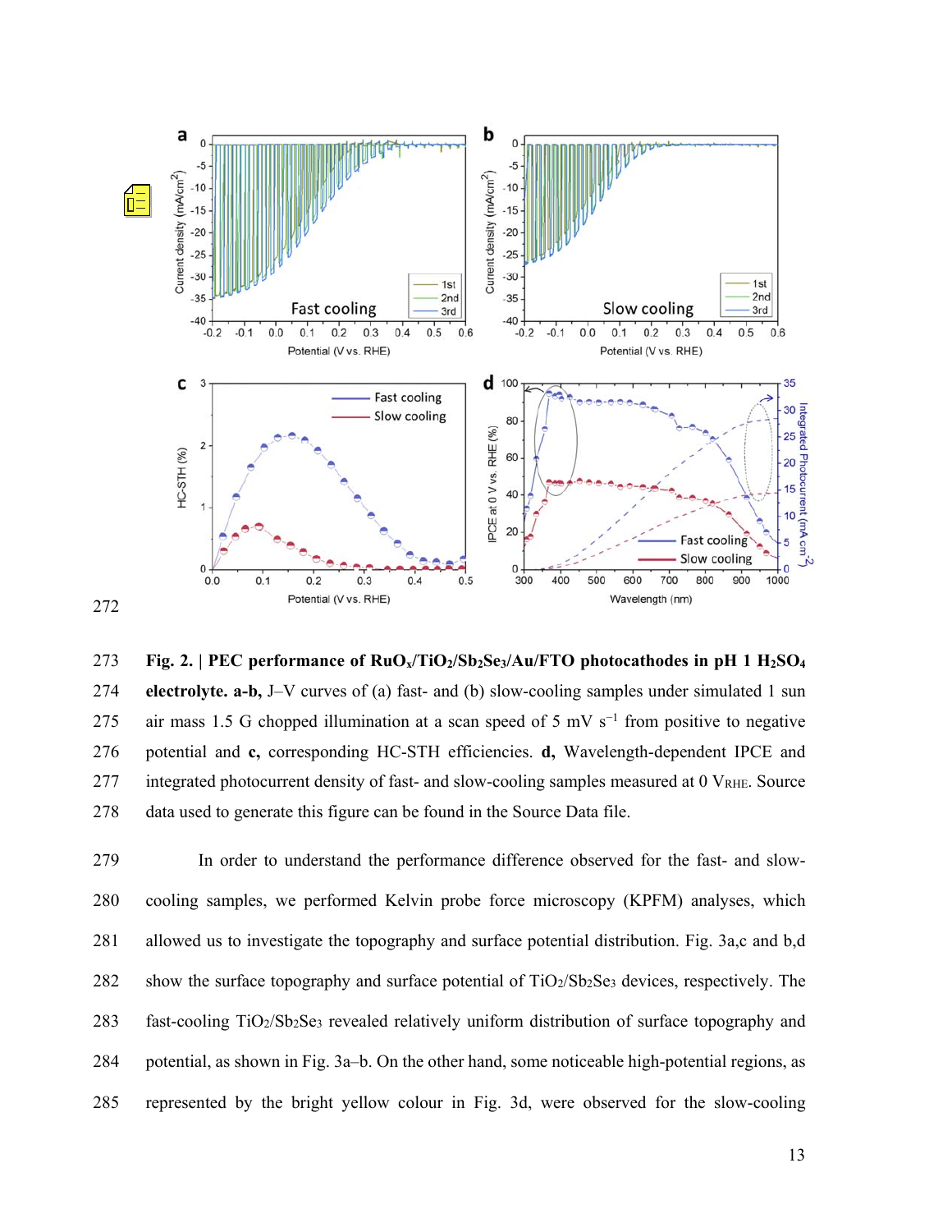**Fig. 2. | PEC performance of $RuO_x/TiO_2/Sb_2Se_3/Au/FTO$ photocathodes in pH 1 $H_2SO_4$ electrolyte. a-b,** J–V curves of (a) fast- and (b) slow-cooling samples under simulated 1 sun air mass 1.5 G chopped illumination at a scan speed of 5 mV $s^{-1}$ from positive to negative potential and **c,** corresponding HC-STH efficiencies. **d,** Wavelength-dependent IPCE and integrated photocurrent density of fast- and slow-cooling samples measured at 0 $V_{RHE}$. Source data used to generate this figure can be found in the Source Data file.

In order to understand the performance difference observed for the fast- and slow-cooling samples, we performed Kelvin probe force microscopy (KPFM) analyses, which allowed us to investigate the topography and surface potential distribution. Fig. 3a,c and b,d show the surface topography and surface potential of $TiO_2/Sb_2Se_3$ devices, respectively. The fast-cooling $TiO_2/Sb_2Se_3$ revealed relatively uniform distribution of surface topography and potential, as shown in Fig. 3a–b. On the other hand, some noticeable high-potential regions, as represented by the bright yellow colour in Fig. 3d, were observed for the slow-cooling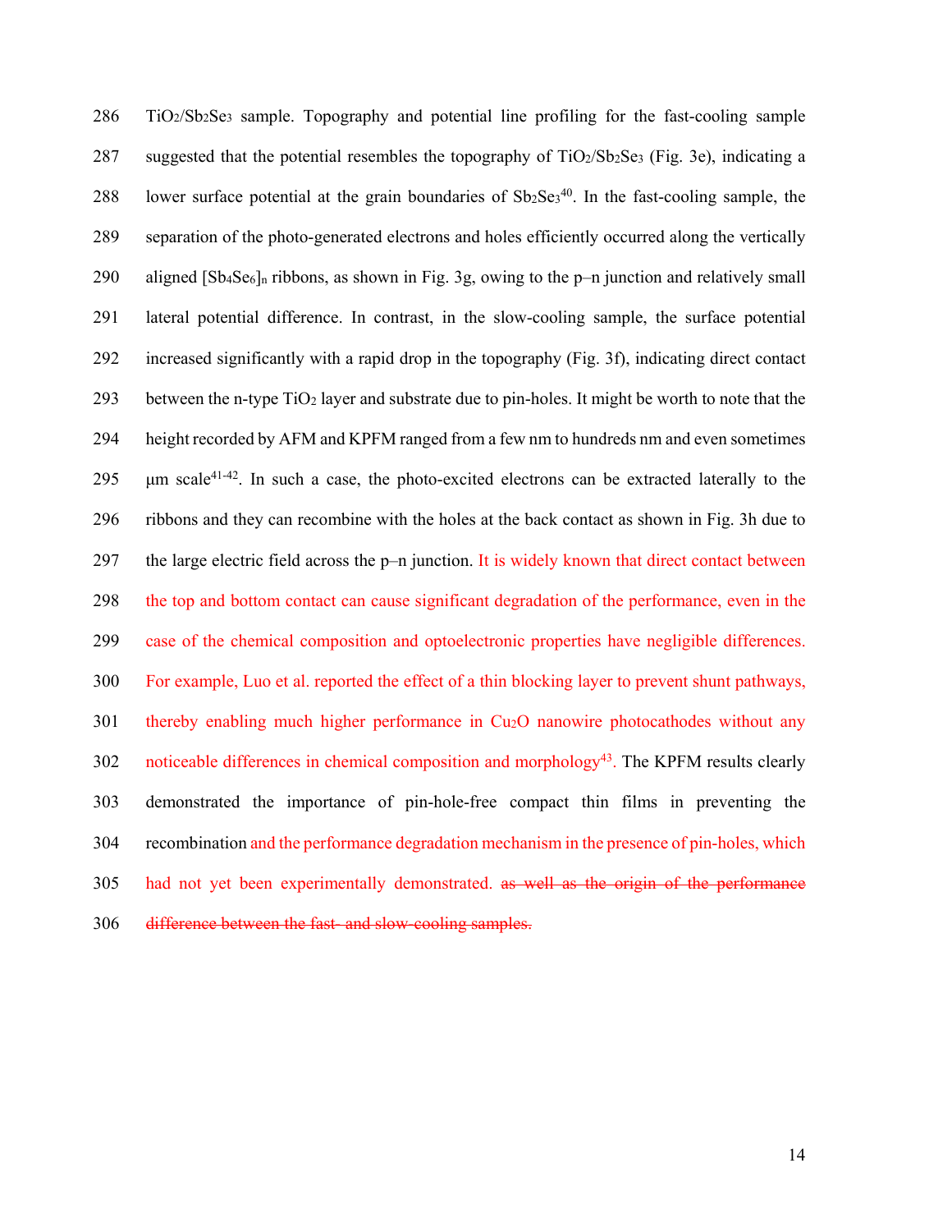$TiO_2/Sb_2Se_3$ sample. Topography and potential line profiling for the fast-cooling sample suggested that the potential resembles the topography of $TiO_2/Sb_2Se_3$ (Fig. 3e), indicating a lower surface potential at the grain boundaries of $Sb_2Se_3$[40]. In the fast-cooling sample, the separation of the photo-generated electrons and holes efficiently occurred along the vertically aligned $[Sb_4Se_6]_n$ ribbons, as shown in Fig. 3g, owing to the p–n junction and relatively small lateral potential difference. In contrast, in the slow-cooling sample, the surface potential increased significantly with a rapid drop in the topography (Fig. 3f), indicating direct contact between the n-type $TiO_2$ layer and substrate due to pin-holes. It might be worth to note that the height recorded by AFM and KPFM ranged from a few nm to hundreds nm and even sometimes μm scale[41-42]. In such a case, the photo-excited electrons can be extracted laterally to the ribbons and they can recombine with the holes at the back contact as shown in Fig. 3h due to the large electric field across the p–n junction. It is widely known that direct contact between the top and bottom contact can cause significant degradation of the performance, even in the case of the chemical composition and optoelectronic properties have negligible differences. For example, Luo et al. reported the effect of a thin blocking layer to prevent shunt pathways, thereby enabling much higher performance in $Cu_2O$ nanowire photocathodes without any noticeable differences in chemical composition and morphology[43]. The KPFM results clearly demonstrated the importance of pin-hole-free compact thin films in preventing the recombination and the performance degradation mechanism in the presence of pin-holes, which had not yet been experimentally demonstrated. ~~as well as the origin of the performance difference between the fast- and slow-cooling samples.~~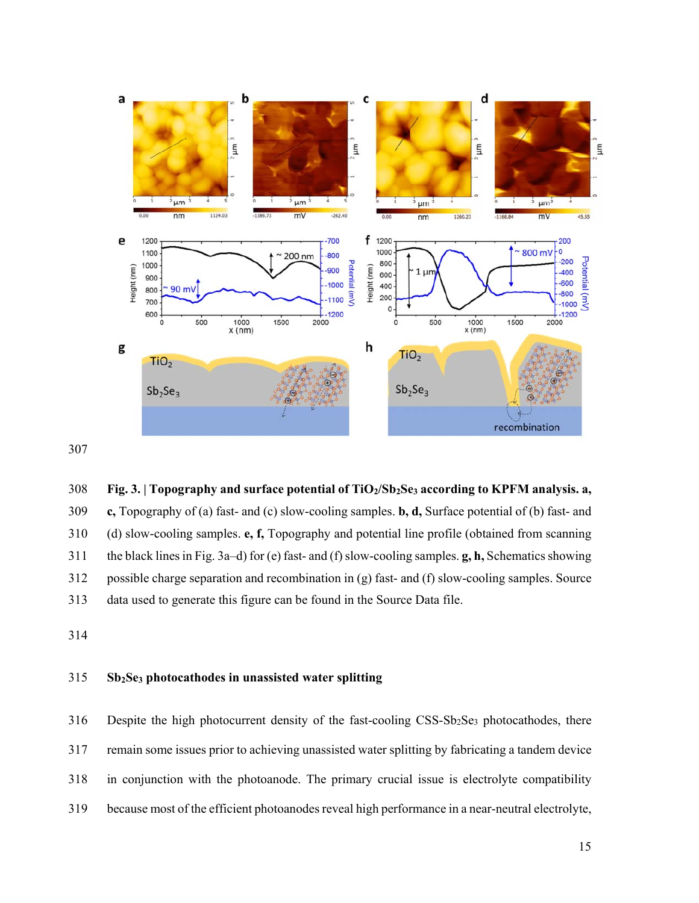**Fig. 3. | Topography and surface potential of $TiO_2/Sb_2Se_3$ according to KPFM analysis. a, c,** Topography of (a) fast- and (c) slow-cooling samples. **b, d,** Surface potential of (b) fast- and (d) slow-cooling samples. **e, f,** Topography and potential line profile (obtained from scanning the black lines in Fig. 3a–d) for (e) fast- and (f) slow-cooling samples. **g, h,** Schematics showing possible charge separation and recombination in (g) fast- and (f) slow-cooling samples. Source data used to generate this figure can be found in the Source Data file.

### $Sb_2Se_3$ photocathodes in unassisted water splitting

Despite the high photocurrent density of the fast-cooling CSS-$Sb_2Se_3$ photocathodes, there remain some issues prior to achieving unassisted water splitting by fabricating a tandem device in conjunction with the photoanode. The primary crucial issue is electrolyte compatibility because most of the efficient photoanodes reveal high performance in a near-neutral electrolyte,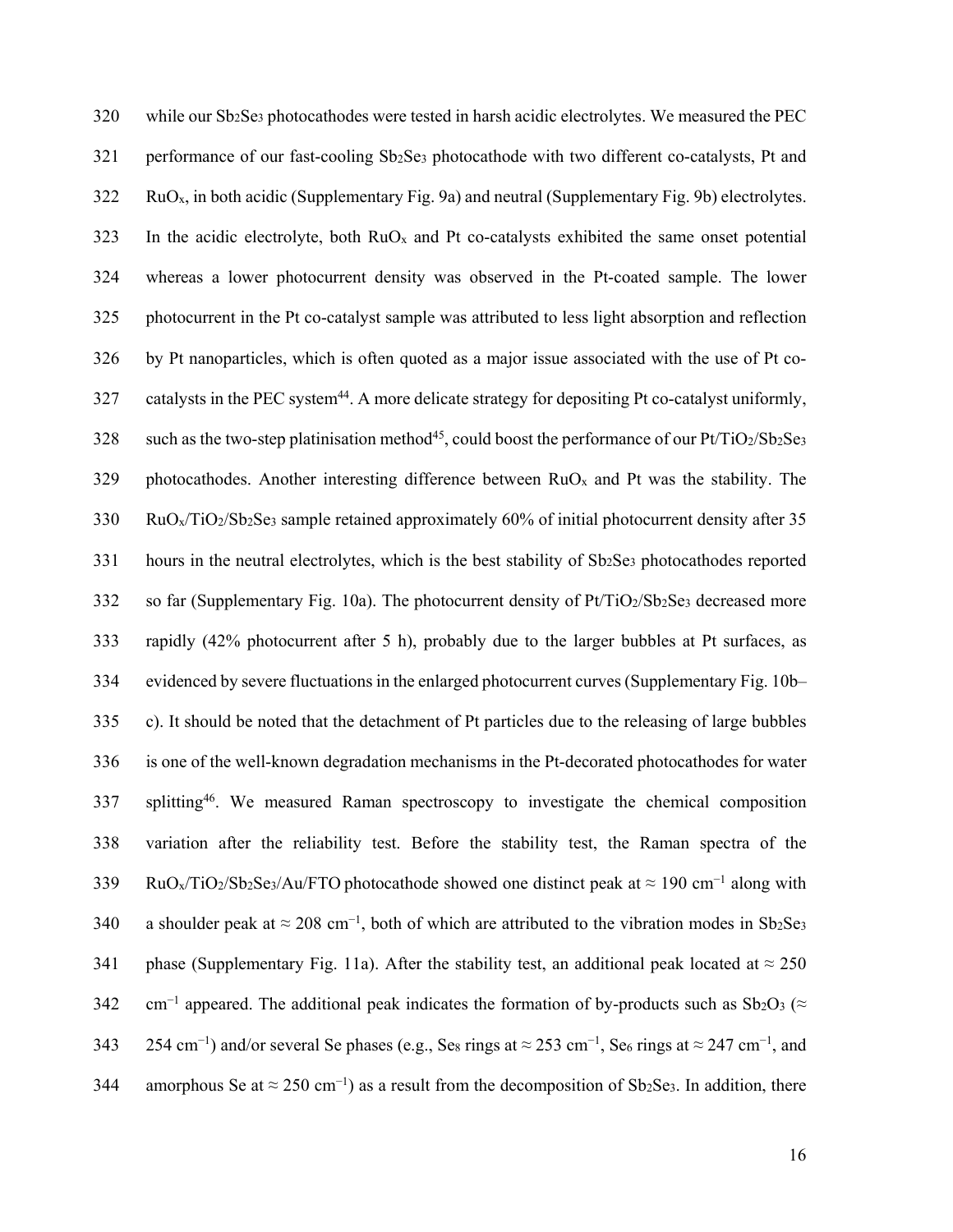while our $Sb_2Se_3$ photocathodes were tested in harsh acidic electrolytes. We measured the PEC performance of our fast-cooling $Sb_2Se_3$ photocathode with two different co-catalysts, Pt and $RuO_x$, in both acidic (Supplementary Fig. 9a) and neutral (Supplementary Fig. 9b) electrolytes. In the acidic electrolyte, both $RuO_x$ and Pt co-catalysts exhibited the same onset potential whereas a lower photocurrent density was observed in the Pt-coated sample. The lower photocurrent in the Pt co-catalyst sample was attributed to less light absorption and reflection by Pt nanoparticles, which is often quoted as a major issue associated with the use of Pt co-catalysts in the PEC system[44]. A more delicate strategy for depositing Pt co-catalyst uniformly, such as the two-step platinisation method[45], could boost the performance of our $Pt/TiO_2/Sb_2Se_3$ photocathodes. Another interesting difference between $RuO_x$ and Pt was the stability. The $RuO_x/TiO_2/Sb_2Se_3$ sample retained approximately 60% of initial photocurrent density after 35 hours in the neutral electrolytes, which is the best stability of $Sb_2Se_3$ photocathodes reported so far (Supplementary Fig. 10a). The photocurrent density of $Pt/TiO_2/Sb_2Se_3$ decreased more rapidly (42% photocurrent after 5 h), probably due to the larger bubbles at Pt surfaces, as evidenced by severe fluctuations in the enlarged photocurrent curves (Supplementary Fig. 10b–c). It should be noted that the detachment of Pt particles due to the releasing of large bubbles is one of the well-known degradation mechanisms in the Pt-decorated photocathodes for water splitting[46]. We measured Raman spectroscopy to investigate the chemical composition variation after the reliability test. Before the stability test, the Raman spectra of the $RuO_x/TiO_2/Sb_2Se_3/Au/FTO$ photocathode showed one distinct peak at $\approx$ 190 $cm^{-1}$ along with a shoulder peak at $\approx$ 208 $cm^{-1}$, both of which are attributed to the vibration modes in $Sb_2Se_3$ phase (Supplementary Fig. 11a). After the stability test, an additional peak located at $\approx$ 250 $cm^{-1}$ appeared. The additional peak indicates the formation of by-products such as $Sb_2O_3$ ($\approx$ 254 $cm^{-1}$) and/or several Se phases (e.g., $Se_8$ rings at $\approx$ 253 $cm^{-1}$, $Se_6$ rings at $\approx$ 247 $cm^{-1}$, and amorphous Se at $\approx$ 250 $cm^{-1}$) as a result from the decomposition of $Sb_2Se_3$. In addition, there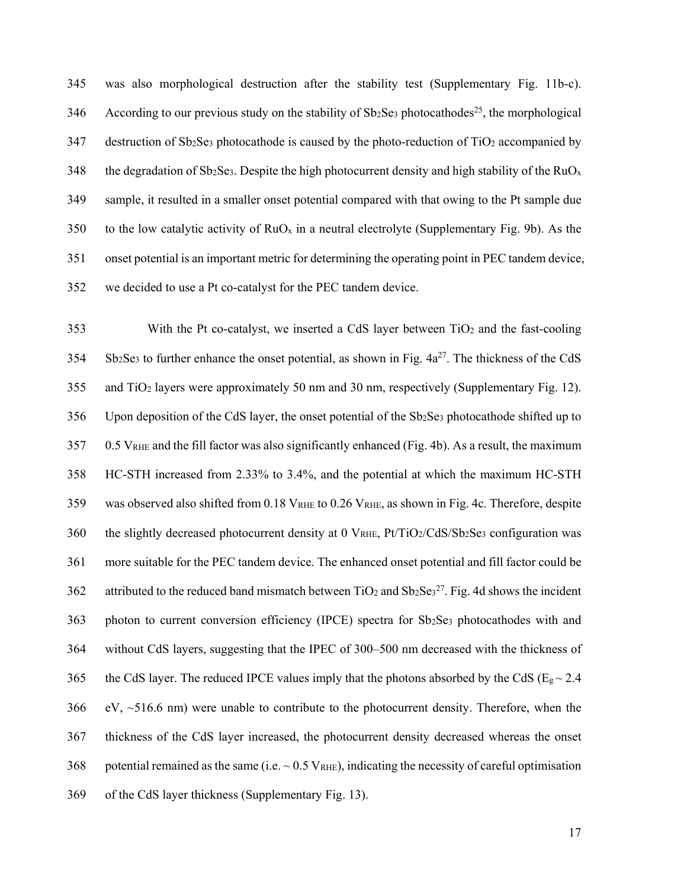was also morphological destruction after the stability test (Supplementary Fig. 11b-c). According to our previous study on the stability of $Sb_2Se_3$ photocathodes[25], the morphological destruction of $Sb_2Se_3$ photocathode is caused by the photo-reduction of $TiO_2$ accompanied by the degradation of $Sb_2Se_3$. Despite the high photocurrent density and high stability of the $RuO_x$ sample, it resulted in a smaller onset potential compared with that owing to the Pt sample due to the low catalytic activity of $RuO_x$ in a neutral electrolyte (Supplementary Fig. 9b). As the onset potential is an important metric for determining the operating point in PEC tandem device, we decided to use a Pt co-catalyst for the PEC tandem device.

With the Pt co-catalyst, we inserted a CdS layer between $TiO_2$ and the fast-cooling $Sb_2Se_3$ to further enhance the onset potential, as shown in Fig. 4a[27]. The thickness of the CdS and $TiO_2$ layers were approximately 50 nm and 30 nm, respectively (Supplementary Fig. 12). Upon deposition of the CdS layer, the onset potential of the $Sb_2Se_3$ photocathode shifted up to 0.5 $V_{RHE}$ and the fill factor was also significantly enhanced (Fig. 4b). As a result, the maximum HC-STH increased from 2.33% to 3.4%, and the potential at which the maximum HC-STH was observed also shifted from 0.18 $V_{RHE}$ to 0.26 $V_{RHE}$, as shown in Fig. 4c. Therefore, despite the slightly decreased photocurrent density at 0 $V_{RHE}$, Pt/$TiO_2$/CdS/$Sb_2Se_3$ configuration was more suitable for the PEC tandem device. The enhanced onset potential and fill factor could be attributed to the reduced band mismatch between $TiO_2$ and $Sb_2Se_3$[27]. Fig. 4d shows the incident photon to current conversion efficiency (IPCE) spectra for $Sb_2Se_3$ photocathodes with and without CdS layers, suggesting that the IPEC of 300–500 nm decreased with the thickness of the CdS layer. The reduced IPCE values imply that the photons absorbed by the CdS ($E_g \sim 2.4$ eV, ~516.6 nm) were unable to contribute to the photocurrent density. Therefore, when the thickness of the CdS layer increased, the photocurrent density decreased whereas the onset potential remained as the same (i.e. ~ 0.5 $V_{RHE}$), indicating the necessity of careful optimisation of the CdS layer thickness (Supplementary Fig. 13).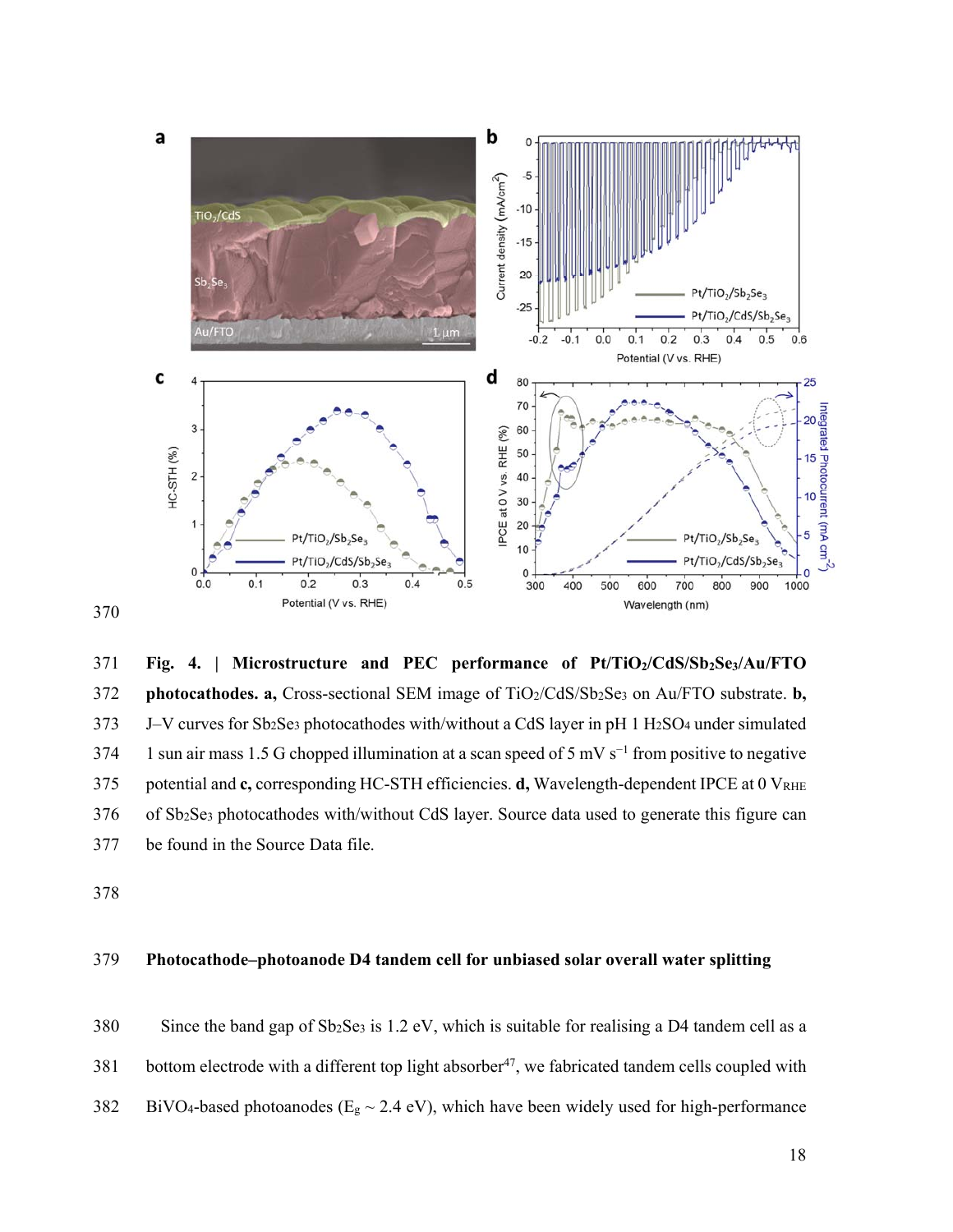**Fig. 4. | Microstructure and PEC performance of $Pt/TiO_2/CdS/Sb_2Se_3/Au/FTO$ photocathodes. a,** Cross-sectional SEM image of $TiO_2/CdS/Sb_2Se_3$ on Au/FTO substrate. **b,** J–V curves for $Sb_2Se_3$ photocathodes with/without a CdS layer in pH 1 $H_2SO_4$ under simulated 1 sun air mass 1.5 G chopped illumination at a scan speed of 5 mV $s^{-1}$ from positive to negative potential and **c,** corresponding HC-STH efficiencies. **d,** Wavelength-dependent IPCE at 0 $V_{RHE}$ of $Sb_2Se_3$ photocathodes with/without CdS layer. Source data used to generate this figure can be found in the Source Data file.

## Photocathode–photoanode D4 tandem cell for unbiased solar overall water splitting

Since the band gap of $Sb_2Se_3$ is 1.2 eV, which is suitable for realising a D4 tandem cell as a bottom electrode with a different top light absorber[47], we fabricated tandem cells coupled with $BiVO_4$-based photoanodes ($E_g$ ~ 2.4 eV), which have been widely used for high-performance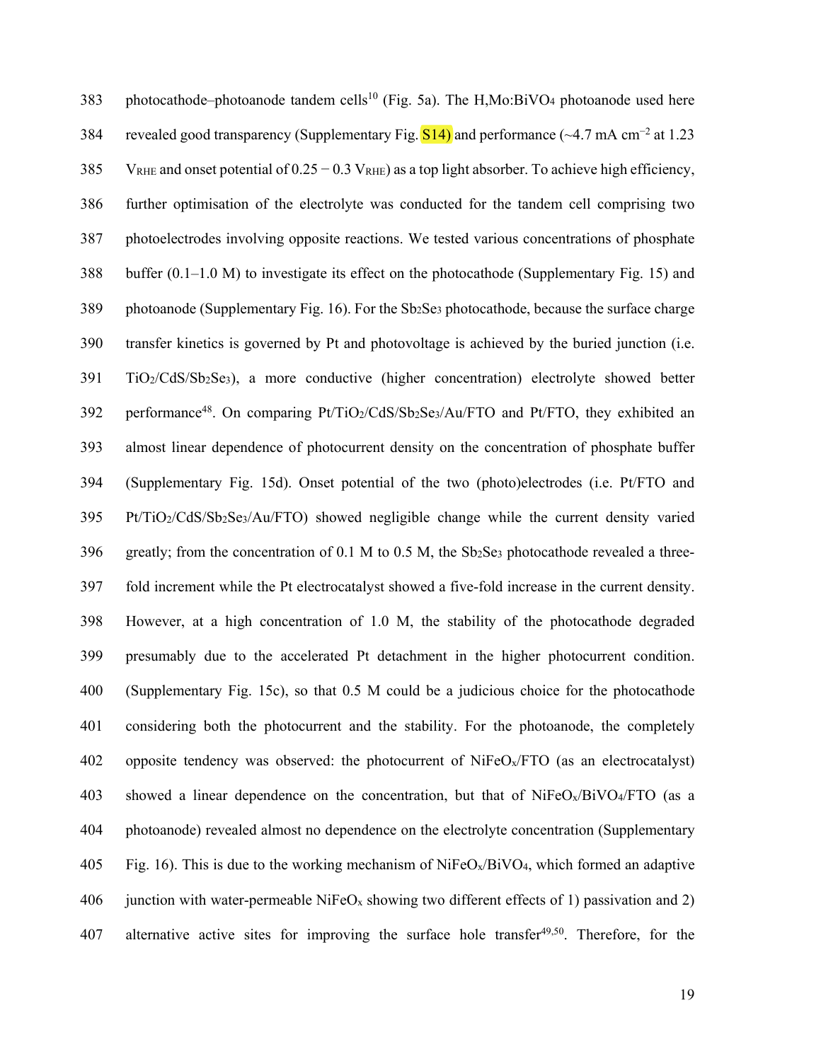photocathode–photoanode tandem cells[10] (Fig. 5a). The H,Mo:$BiVO_4$ photoanode used here revealed good transparency (Supplementary Fig. S14) and performance (~4.7 mA $cm^{-2}$ at 1.23 $V_{RHE}$ and onset potential of 0.25 − 0.3 $V_{RHE}$) as a top light absorber. To achieve high efficiency, further optimisation of the electrolyte was conducted for the tandem cell comprising two photoelectrodes involving opposite reactions. We tested various concentrations of phosphate buffer (0.1–1.0 M) to investigate its effect on the photocathode (Supplementary Fig. 15) and photoanode (Supplementary Fig. 16). For the $Sb_2Se_3$ photocathode, because the surface charge transfer kinetics is governed by Pt and photovoltage is achieved by the buried junction (i.e. $TiO_2$/CdS/$Sb_2Se_3$), a more conductive (higher concentration) electrolyte showed better performance[48]. On comparing Pt/$TiO_2$/CdS/$Sb_2Se_3$/Au/FTO and Pt/FTO, they exhibited an almost linear dependence of photocurrent density on the concentration of phosphate buffer (Supplementary Fig. 15d). Onset potential of the two (photo)electrodes (i.e. Pt/FTO and Pt/$TiO_2$/CdS/$Sb_2Se_3$/Au/FTO) showed negligible change while the current density varied greatly; from the concentration of 0.1 M to 0.5 M, the $Sb_2Se_3$ photocathode revealed a three-fold increment while the Pt electrocatalyst showed a five-fold increase in the current density. However, at a high concentration of 1.0 M, the stability of the photocathode degraded presumably due to the accelerated Pt detachment in the higher photocurrent condition. (Supplementary Fig. 15c), so that 0.5 M could be a judicious choice for the photocathode considering both the photocurrent and the stability. For the photoanode, the completely opposite tendency was observed: the photocurrent of $NiFeO_x$/FTO (as an electrocatalyst) showed a linear dependence on the concentration, but that of $NiFeO_x$/$BiVO_4$/FTO (as a photoanode) revealed almost no dependence on the electrolyte concentration (Supplementary Fig. 16). This is due to the working mechanism of $NiFeO_x$/$BiVO_4$, which formed an adaptive junction with water-permeable $NiFeO_x$ showing two different effects of 1) passivation and 2) alternative active sites for improving the surface hole transfer[49,50]. Therefore, for the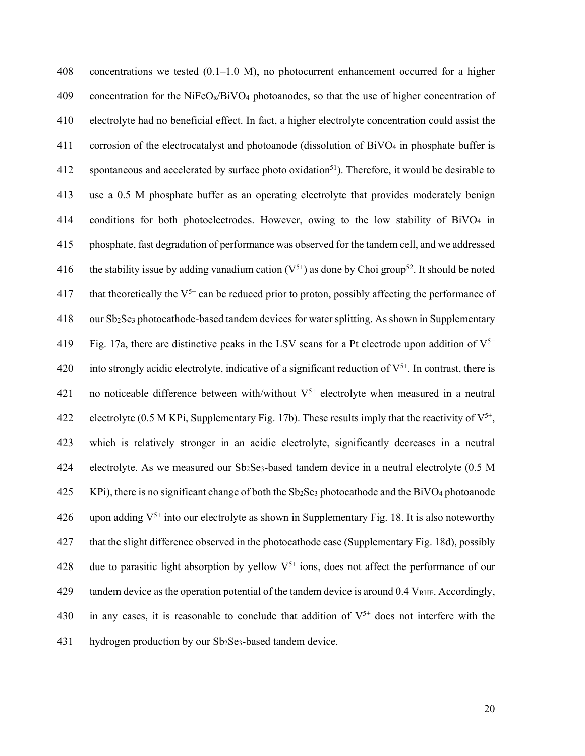concentrations we tested (0.1–1.0 M), no photocurrent enhancement occurred for a higher concentration for the $NiFeO_x/BiVO_4$ photoanodes, so that the use of higher concentration of electrolyte had no beneficial effect. In fact, a higher electrolyte concentration could assist the corrosion of the electrocatalyst and photoanode (dissolution of $BiVO_4$ in phosphate buffer is spontaneous and accelerated by surface photo oxidation[51]). Therefore, it would be desirable to use a 0.5 M phosphate buffer as an operating electrolyte that provides moderately benign conditions for both photoelectrodes. However, owing to the low stability of $BiVO_4$ in phosphate, fast degradation of performance was observed for the tandem cell, and we addressed the stability issue by adding vanadium cation ($V^{5+}$) as done by Choi group[52]. It should be noted that theoretically the $V^{5+}$ can be reduced prior to proton, possibly affecting the performance of our $Sb_2Se_3$ photocathode-based tandem devices for water splitting. As shown in Supplementary Fig. 17a, there are distinctive peaks in the LSV scans for a Pt electrode upon addition of $V^{5+}$ into strongly acidic electrolyte, indicative of a significant reduction of $V^{5+}$. In contrast, there is no noticeable difference between with/without $V^{5+}$ electrolyte when measured in a neutral electrolyte (0.5 M KPi, Supplementary Fig. 17b). These results imply that the reactivity of $V^{5+}$, which is relatively stronger in an acidic electrolyte, significantly decreases in a neutral electrolyte. As we measured our $Sb_2Se_3$-based tandem device in a neutral electrolyte (0.5 M KPi), there is no significant change of both the $Sb_2Se_3$ photocathode and the $BiVO_4$ photoanode upon adding $V^{5+}$ into our electrolyte as shown in Supplementary Fig. 18. It is also noteworthy that the slight difference observed in the photocathode case (Supplementary Fig. 18d), possibly due to parasitic light absorption by yellow $V^{5+}$ ions, does not affect the performance of our tandem device as the operation potential of the tandem device is around 0.4 $V_{RHE}$. Accordingly, in any cases, it is reasonable to conclude that addition of $V^{5+}$ does not interfere with the hydrogen production by our $Sb_2Se_3$-based tandem device.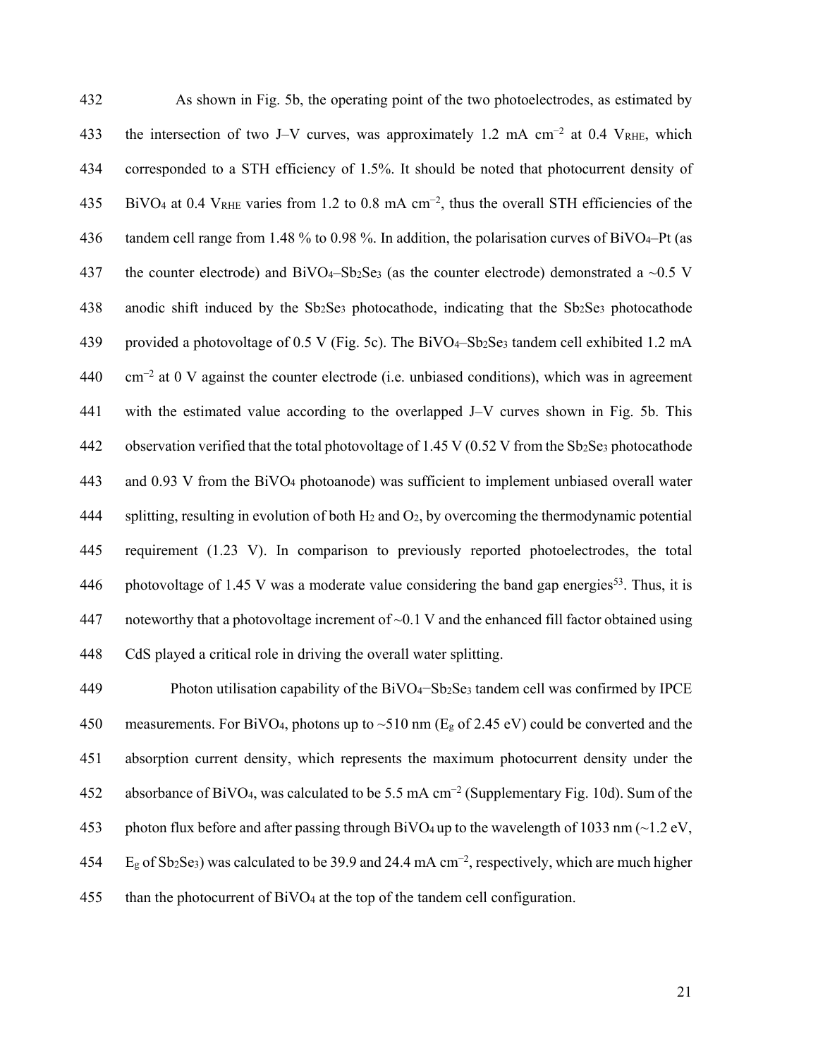As shown in Fig. 5b, the operating point of the two photoelectrodes, as estimated by the intersection of two J–V curves, was approximately 1.2 mA cm$^{-2}$ at 0.4 $V_{RHE}$, which corresponded to a STH efficiency of 1.5%. It should be noted that photocurrent density of $BiVO_4$ at 0.4 $V_{RHE}$ varies from 1.2 to 0.8 mA cm$^{-2}$, thus the overall STH efficiencies of the tandem cell range from 1.48 % to 0.98 %. In addition, the polarisation curves of $BiVO_4$–Pt (as the counter electrode) and $BiVO_4$–$Sb_2Se_3$ (as the counter electrode) demonstrated a ~0.5 V anodic shift induced by the $Sb_2Se_3$ photocathode, indicating that the $Sb_2Se_3$ photocathode provided a photovoltage of 0.5 V (Fig. 5c). The $BiVO_4$–$Sb_2Se_3$ tandem cell exhibited 1.2 mA cm$^{-2}$ at 0 V against the counter electrode (i.e. unbiased conditions), which was in agreement with the estimated value according to the overlapped J–V curves shown in Fig. 5b. This observation verified that the total photovoltage of 1.45 V (0.52 V from the $Sb_2Se_3$ photocathode and 0.93 V from the $BiVO_4$ photoanode) was sufficient to implement unbiased overall water splitting, resulting in evolution of both $H_2$ and $O_2$, by overcoming the thermodynamic potential requirement (1.23 V). In comparison to previously reported photoelectrodes, the total photovoltage of 1.45 V was a moderate value considering the band gap energies[53]. Thus, it is noteworthy that a photovoltage increment of ~0.1 V and the enhanced fill factor obtained using CdS played a critical role in driving the overall water splitting.

Photon utilisation capability of the $BiVO_4$−$Sb_2Se_3$ tandem cell was confirmed by IPCE measurements. For $BiVO_4$, photons up to ~510 nm ($E_g$ of 2.45 eV) could be converted and the absorption current density, which represents the maximum photocurrent density under the absorbance of $BiVO_4$, was calculated to be 5.5 mA cm$^{-2}$ (Supplementary Fig. 10d). Sum of the photon flux before and after passing through $BiVO_4$ up to the wavelength of 1033 nm (~1.2 eV, $E_g$ of $Sb_2Se_3$) was calculated to be 39.9 and 24.4 mA cm$^{-2}$, respectively, which are much higher than the photocurrent of $BiVO_4$ at the top of the tandem cell configuration.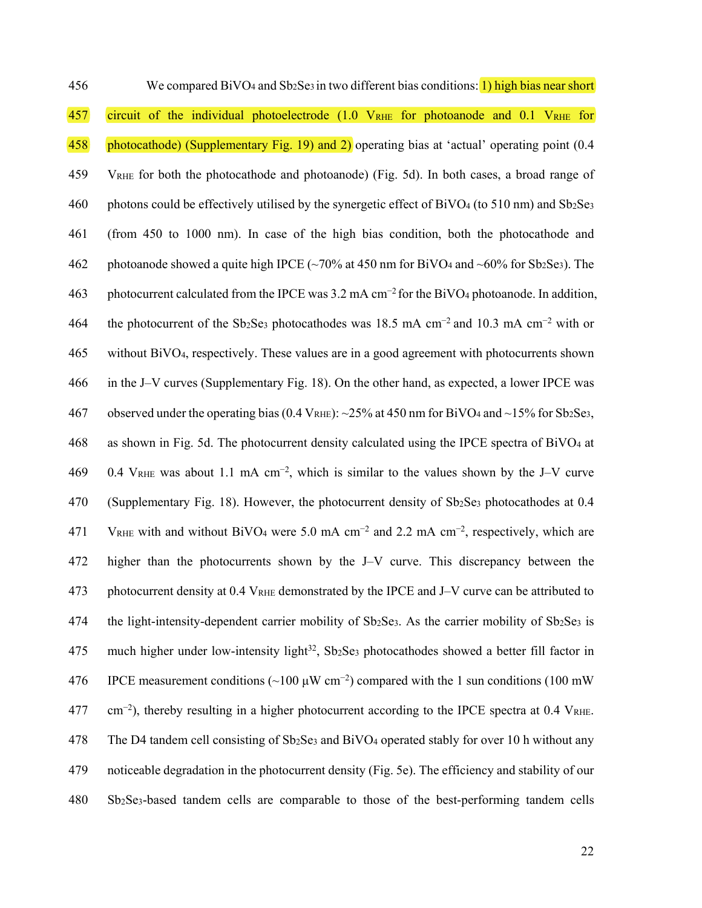We compared $BiVO_4$ and $Sb_2Se_3$ in two different bias conditions: 1) high bias near short circuit of the individual photoelectrode (1.0 $V_{RHE}$ for photoanode and 0.1 $V_{RHE}$ for photocathode) (Supplementary Fig. 19) and 2) operating bias at 'actual' operating point (0.4 $V_{RHE}$ for both the photocathode and photoanode) (Fig. 5d). In both cases, a broad range of photons could be effectively utilised by the synergetic effect of $BiVO_4$ (to 510 nm) and $Sb_2Se_3$ (from 450 to 1000 nm). In case of the high bias condition, both the photocathode and photoanode showed a quite high IPCE (~70% at 450 nm for $BiVO_4$ and ~60% for $Sb_2Se_3$). The photocurrent calculated from the IPCE was 3.2 mA $cm^{-2}$ for the $BiVO_4$ photoanode. In addition, the photocurrent of the $Sb_2Se_3$ photocathodes was 18.5 mA $cm^{-2}$ and 10.3 mA $cm^{-2}$ with or without $BiVO_4$, respectively. These values are in a good agreement with photocurrents shown in the J–V curves (Supplementary Fig. 18). On the other hand, as expected, a lower IPCE was observed under the operating bias (0.4 $V_{RHE}$): ~25% at 450 nm for $BiVO_4$ and ~15% for $Sb_2Se_3$, as shown in Fig. 5d. The photocurrent density calculated using the IPCE spectra of $BiVO_4$ at 0.4 $V_{RHE}$ was about 1.1 mA $cm^{-2}$, which is similar to the values shown by the J–V curve (Supplementary Fig. 18). However, the photocurrent density of $Sb_2Se_3$ photocathodes at 0.4 $V_{RHE}$ with and without $BiVO_4$ were 5.0 mA $cm^{-2}$ and 2.2 mA $cm^{-2}$, respectively, which are higher than the photocurrents shown by the J–V curve. This discrepancy between the photocurrent density at 0.4 $V_{RHE}$ demonstrated by the IPCE and J–V curve can be attributed to the light-intensity-dependent carrier mobility of $Sb_2Se_3$. As the carrier mobility of $Sb_2Se_3$ is much higher under low-intensity light[32], $Sb_2Se_3$ photocathodes showed a better fill factor in IPCE measurement conditions (~100 μW $cm^{-2}$) compared with the 1 sun conditions (100 mW $cm^{-2}$), thereby resulting in a higher photocurrent according to the IPCE spectra at 0.4 $V_{RHE}$. The D4 tandem cell consisting of $Sb_2Se_3$ and $BiVO_4$ operated stably for over 10 h without any noticeable degradation in the photocurrent density (Fig. 5e). The efficiency and stability of our $Sb_2Se_3$-based tandem cells are comparable to those of the best-performing tandem cells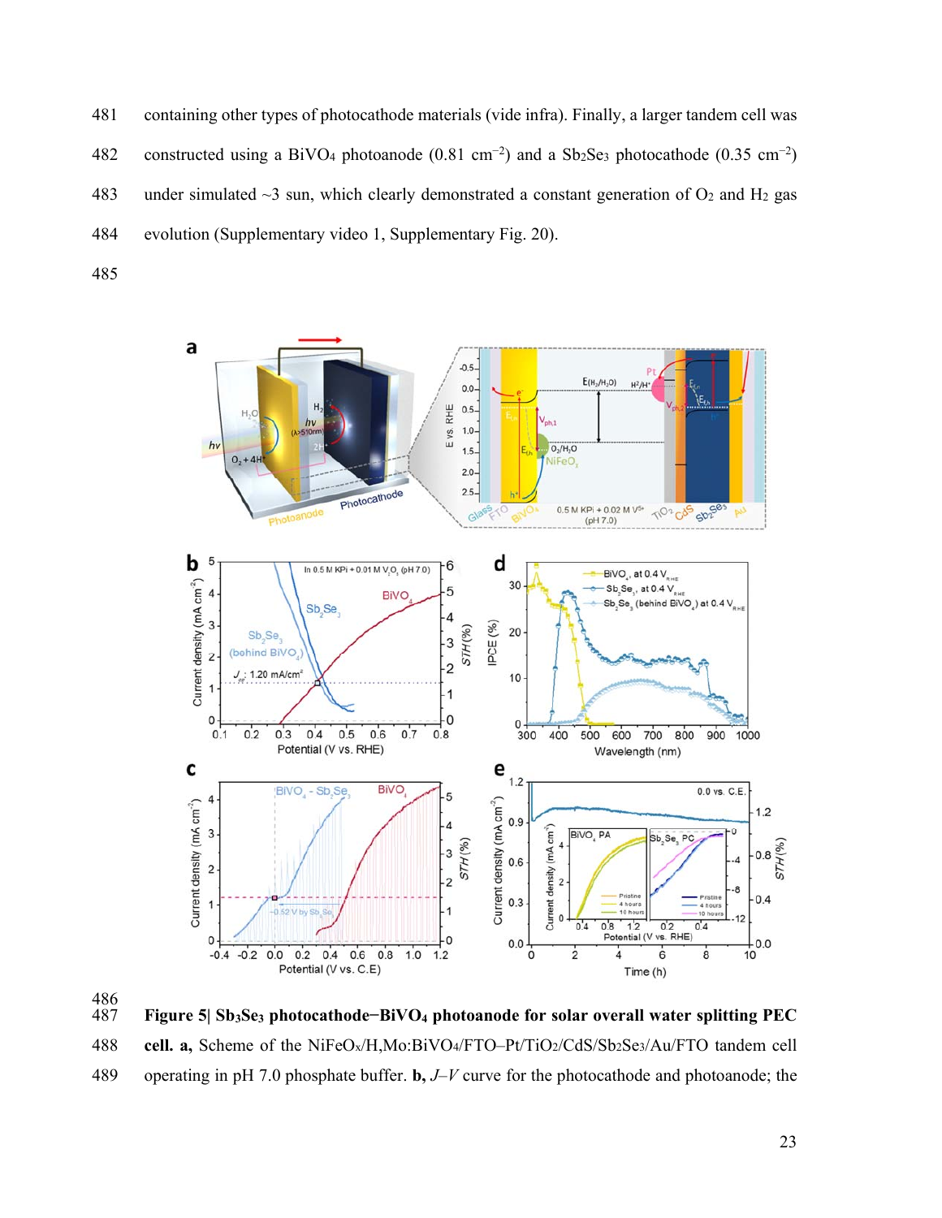containing other types of photocathode materials (vide infra). Finally, a larger tandem cell was constructed using a $BiVO_4$ photoanode (0.81 $cm^{-2}$) and a $Sb_2Se_3$ photocathode (0.35 $cm^{-2}$) under simulated ~3 sun, which clearly demonstrated a constant generation of $O_2$ and $H_2$ gas evolution (Supplementary video 1, Supplementary Fig. 20).

**Figure 5| $Sb_3Se_3$ photocathode−$BiVO_4$ photoanode for solar overall water splitting PEC cell. a,** Scheme of the $NiFeO_x$/H,Mo:$BiVO_4$/FTO–Pt/$TiO_2$/CdS/$Sb_2Se_3$/Au/FTO tandem cell operating in pH 7.0 phosphate buffer. **b,** *J*–*V* curve for the photocathode and photoanode; the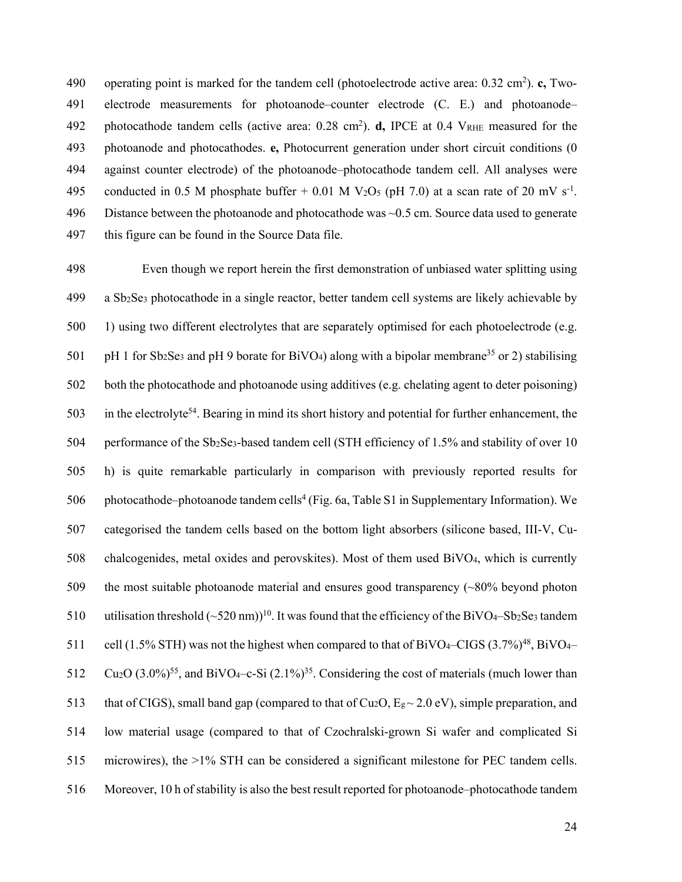operating point is marked for the tandem cell (photoelectrode active area: 0.32 cm$^2$). **c,** Two-electrode measurements for photoanode–counter electrode (C. E.) and photoanode–photocathode tandem cells (active area: 0.28 cm$^2$). **d,** IPCE at 0.4 $V_{RHE}$ measured for the photoanode and photocathodes. **e,** Photocurrent generation under short circuit conditions (0 against counter electrode) of the photoanode–photocathode tandem cell. All analyses were conducted in 0.5 M phosphate buffer + 0.01 M $V_2O_5$ (pH 7.0) at a scan rate of 20 mV s$^{-1}$. Distance between the photoanode and photocathode was ~0.5 cm. Source data used to generate this figure can be found in the Source Data file.

Even though we report herein the first demonstration of unbiased water splitting using a $Sb_2Se_3$ photocathode in a single reactor, better tandem cell systems are likely achievable by 1) using two different electrolytes that are separately optimised for each photoelectrode (e.g. pH 1 for $Sb_2Se_3$ and pH 9 borate for $BiVO_4$) along with a bipolar membrane[35] or 2) stabilising both the photocathode and photoanode using additives (e.g. chelating agent to deter poisoning) in the electrolyte[54]. Bearing in mind its short history and potential for further enhancement, the performance of the $Sb_2Se_3$-based tandem cell (STH efficiency of 1.5% and stability of over 10 h) is quite remarkable particularly in comparison with previously reported results for photocathode–photoanode tandem cells[4] (Fig. 6a, Table S1 in Supplementary Information). We categorised the tandem cells based on the bottom light absorbers (silicone based, III-V, Cu-chalcogenides, metal oxides and perovskites). Most of them used $BiVO_4$, which is currently the most suitable photoanode material and ensures good transparency (~80% beyond photon utilisation threshold (~520 nm))[10]. It was found that the efficiency of the $BiVO_4$–$Sb_2Se_3$ tandem cell (1.5% STH) was not the highest when compared to that of $BiVO_4$–CIGS (3.7%)[48], $BiVO_4$–$Cu_2O$ (3.0%)[55], and $BiVO_4$–c-Si (2.1%)[35]. Considering the cost of materials (much lower than that of CIGS), small band gap (compared to that of $Cu_2O$, $E_g \sim 2.0$ eV), simple preparation, and low material usage (compared to that of Czochralski-grown Si wafer and complicated Si microwires), the >1% STH can be considered a significant milestone for PEC tandem cells. Moreover, 10 h of stability is also the best result reported for photoanode–photocathode tandem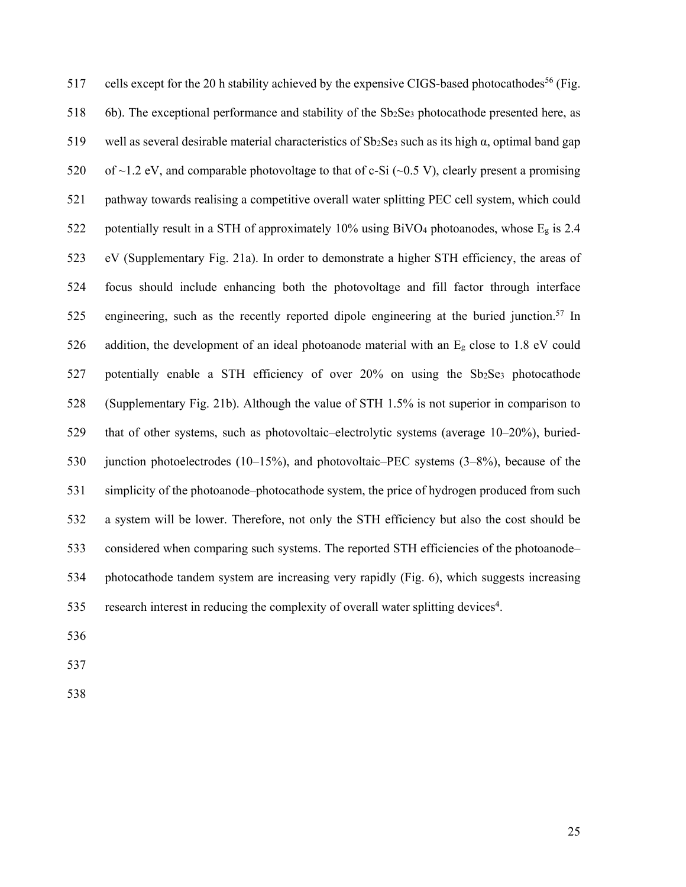cells except for the 20 h stability achieved by the expensive CIGS-based photocathodes[56] (Fig. 6b). The exceptional performance and stability of the $Sb_2Se_3$ photocathode presented here, as well as several desirable material characteristics of $Sb_2Se_3$ such as its high α, optimal band gap of ~1.2 eV, and comparable photovoltage to that of c-Si (~0.5 V), clearly present a promising pathway towards realising a competitive overall water splitting PEC cell system, which could potentially result in a STH of approximately 10% using $BiVO_4$ photoanodes, whose $E_g$ is 2.4 eV (Supplementary Fig. 21a). In order to demonstrate a higher STH efficiency, the areas of focus should include enhancing both the photovoltage and fill factor through interface engineering, such as the recently reported dipole engineering at the buried junction.[57] In addition, the development of an ideal photoanode material with an $E_g$ close to 1.8 eV could potentially enable a STH efficiency of over 20% on using the $Sb_2Se_3$ photocathode (Supplementary Fig. 21b). Although the value of STH 1.5% is not superior in comparison to that of other systems, such as photovoltaic–electrolytic systems (average 10–20%), buried-junction photoelectrodes (10–15%), and photovoltaic–PEC systems (3–8%), because of the simplicity of the photoanode–photocathode system, the price of hydrogen produced from such a system will be lower. Therefore, not only the STH efficiency but also the cost should be considered when comparing such systems. The reported STH efficiencies of the photoanode–photocathode tandem system are increasing very rapidly (Fig. 6), which suggests increasing research interest in reducing the complexity of overall water splitting devices[4].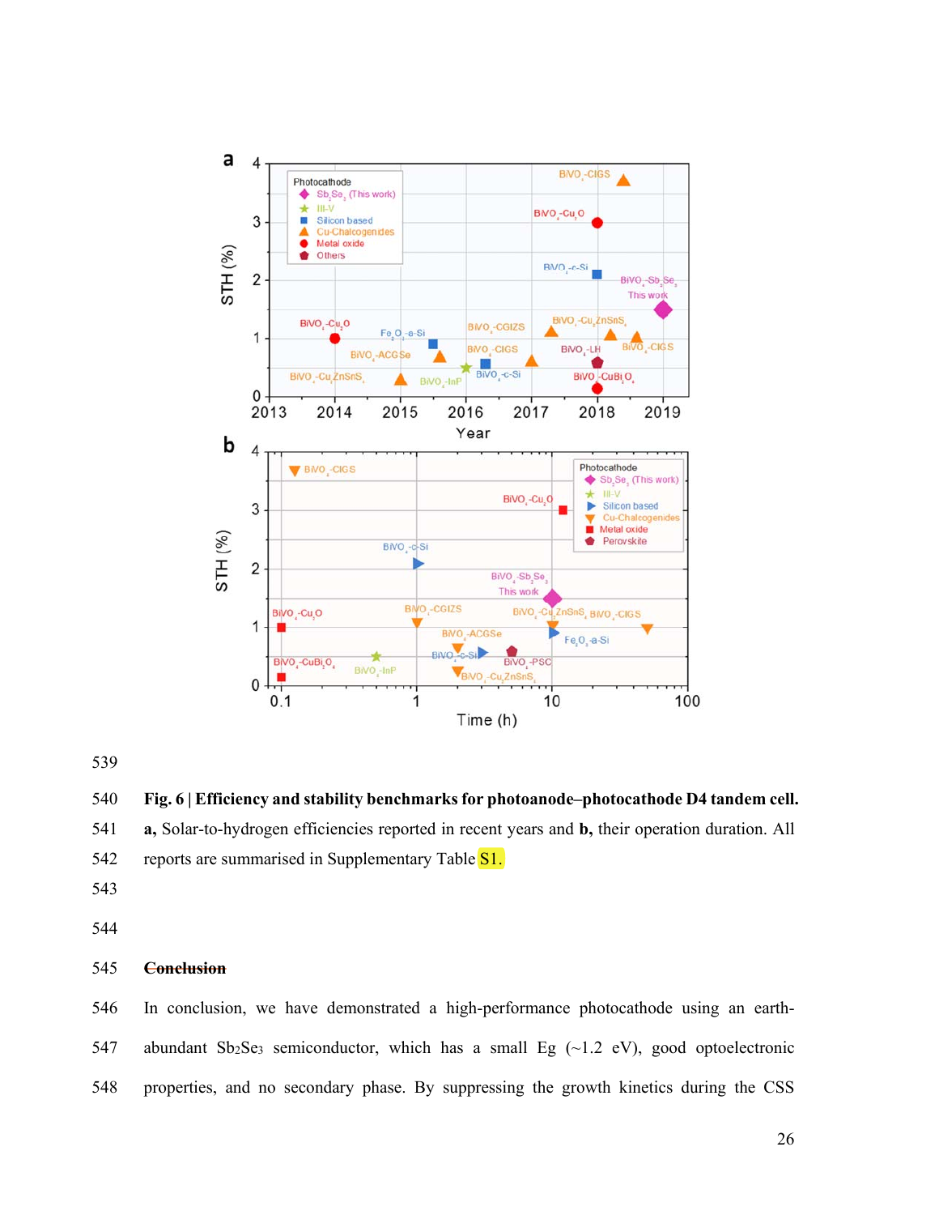**Fig. 6 | Efficiency and stability benchmarks for photoanode–photocathode D4 tandem cell.** **a,** Solar-to-hydrogen efficiencies reported in recent years and **b,** their operation duration. All reports are summarised in Supplementary Table S1.

## Conclusion

In conclusion, we have demonstrated a high-performance photocathode using an earth-abundant $Sb_2Se_3$ semiconductor, which has a small Eg (~1.2 eV), good optoelectronic properties, and no secondary phase. By suppressing the growth kinetics during the CSS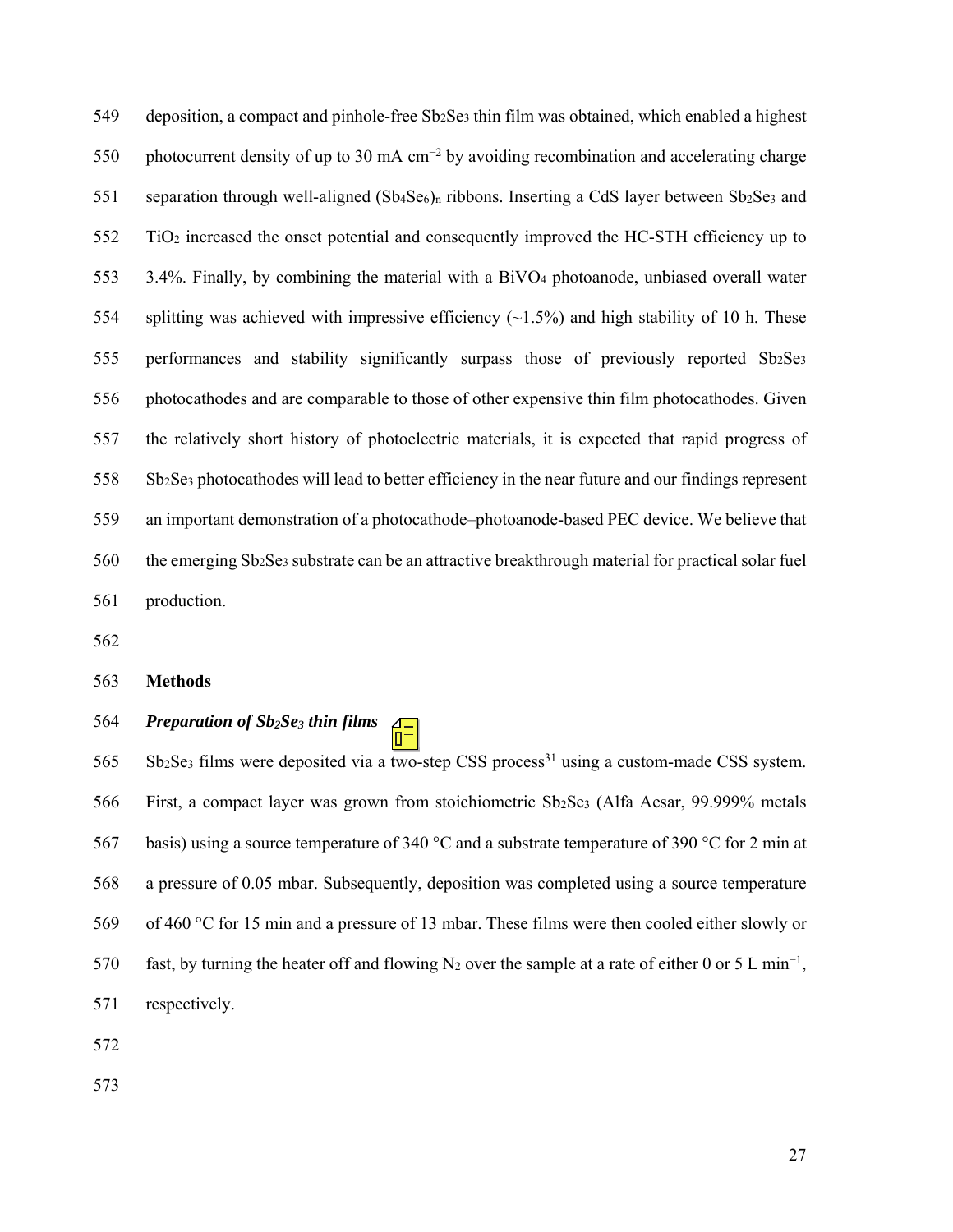deposition, a compact and pinhole-free $Sb_2Se_3$ thin film was obtained, which enabled a highest photocurrent density of up to 30 mA $cm^{-2}$ by avoiding recombination and accelerating charge separation through well-aligned $(Sb_4Se_6)_n$ ribbons. Inserting a CdS layer between $Sb_2Se_3$ and $TiO_2$ increased the onset potential and consequently improved the HC-STH efficiency up to 3.4%. Finally, by combining the material with a $BiVO_4$ photoanode, unbiased overall water splitting was achieved with impressive efficiency (~1.5%) and high stability of 10 h. These performances and stability significantly surpass those of previously reported $Sb_2Se_3$ photocathodes and are comparable to those of other expensive thin film photocathodes. Given the relatively short history of photoelectric materials, it is expected that rapid progress of $Sb_2Se_3$ photocathodes will lead to better efficiency in the near future and our findings represent an important demonstration of a photocathode–photoanode-based PEC device. We believe that the emerging $Sb_2Se_3$ substrate can be an attractive breakthrough material for practical solar fuel production.

## Methods

### *Preparation of $Sb_2Se_3$ thin films*

$Sb_2Se_3$ films were deposited via a two-step CSS process[31] using a custom-made CSS system. First, a compact layer was grown from stoichiometric $Sb_2Se_3$ (Alfa Aesar, 99.999% metals basis) using a source temperature of 340 °C and a substrate temperature of 390 °C for 2 min at a pressure of 0.05 mbar. Subsequently, deposition was completed using a source temperature of 460 °C for 15 min and a pressure of 13 mbar. These films were then cooled either slowly or fast, by turning the heater off and flowing $N_2$ over the sample at a rate of either 0 or 5 L $min^{-1}$, respectively.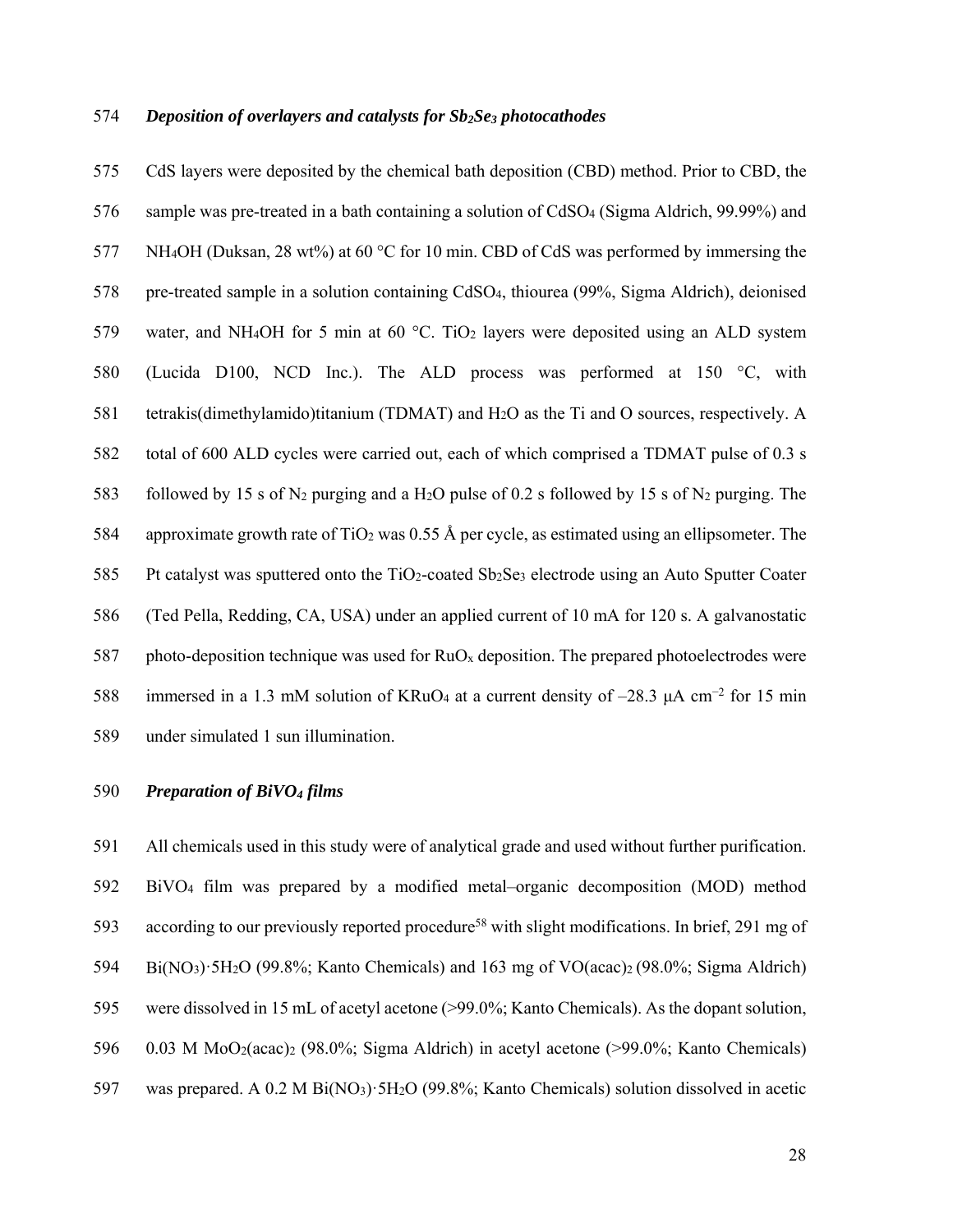### *Deposition of overlayers and catalysts for $Sb_2Se_3$ photocathodes*

CdS layers were deposited by the chemical bath deposition (CBD) method. Prior to CBD, the sample was pre-treated in a bath containing a solution of $CdSO_4$ (Sigma Aldrich, 99.99%) and $NH_4OH$ (Duksan, 28 wt%) at 60 °C for 10 min. CBD of CdS was performed by immersing the pre-treated sample in a solution containing $CdSO_4$, thiourea (99%, Sigma Aldrich), deionised water, and $NH_4OH$ for 5 min at 60 °C. $TiO_2$ layers were deposited using an ALD system (Lucida D100, NCD Inc.). The ALD process was performed at 150 °C, with tetrakis(dimethylamido)titanium (TDMAT) and $H_2O$ as the Ti and O sources, respectively. A total of 600 ALD cycles were carried out, each of which comprised a TDMAT pulse of 0.3 s followed by 15 s of $N_2$ purging and a $H_2O$ pulse of 0.2 s followed by 15 s of $N_2$ purging. The approximate growth rate of $TiO_2$ was 0.55 Å per cycle, as estimated using an ellipsometer. The Pt catalyst was sputtered onto the $TiO_2$-coated $Sb_2Se_3$ electrode using an Auto Sputter Coater (Ted Pella, Redding, CA, USA) under an applied current of 10 mA for 120 s. A galvanostatic photo-deposition technique was used for $RuO_x$ deposition. The prepared photoelectrodes were immersed in a 1.3 mM solution of $KRuO_4$ at a current density of $-28.3$ μA $cm^{-2}$ for 15 min under simulated 1 sun illumination.

### *Preparation of $BiVO_4$ films*

All chemicals used in this study were of analytical grade and used without further purification. $BiVO_4$ film was prepared by a modified metal–organic decomposition (MOD) method according to our previously reported procedure[58] with slight modifications. In brief, 291 mg of $Bi(NO_3)\cdot 5H_2O$ (99.8%; Kanto Chemicals) and 163 mg of $VO(acac)_2$ (98.0%; Sigma Aldrich) were dissolved in 15 mL of acetyl acetone (>99.0%; Kanto Chemicals). As the dopant solution, 0.03 M $MoO_2(acac)_2$ (98.0%; Sigma Aldrich) in acetyl acetone (>99.0%; Kanto Chemicals) was prepared. A 0.2 M $Bi(NO_3)\cdot 5H_2O$ (99.8%; Kanto Chemicals) solution dissolved in acetic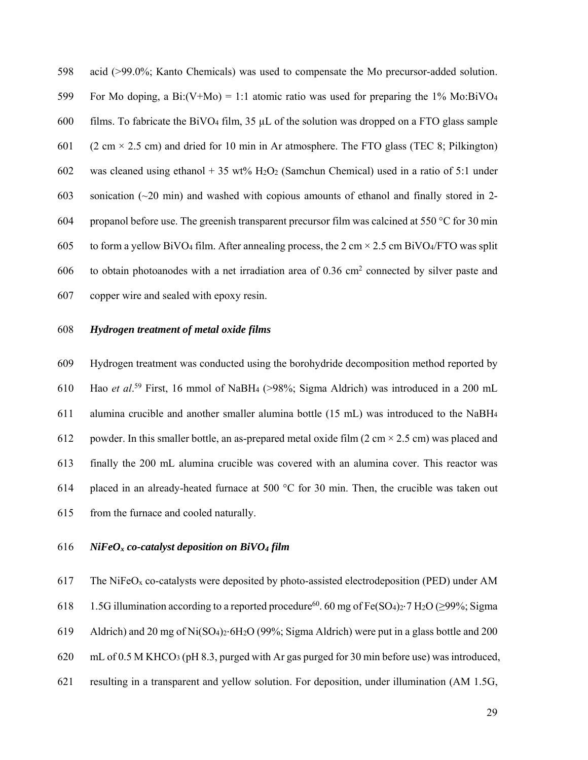acid (>99.0%; Kanto Chemicals) was used to compensate the Mo precursor-added solution. For Mo doping, a Bi:(V+Mo) = 1:1 atomic ratio was used for preparing the 1% Mo:$BiVO_4$ films. To fabricate the $BiVO_4$ film, 35 μL of the solution was dropped on a FTO glass sample (2 cm × 2.5 cm) and dried for 10 min in Ar atmosphere. The FTO glass (TEC 8; Pilkington) was cleaned using ethanol + 35 wt% $H_2O_2$ (Samchun Chemical) used in a ratio of 5:1 under sonication (~20 min) and washed with copious amounts of ethanol and finally stored in 2-propanol before use. The greenish transparent precursor film was calcined at 550 °C for 30 min to form a yellow $BiVO_4$ film. After annealing process, the 2 cm × 2.5 cm $BiVO_4$/FTO was split to obtain photoanodes with a net irradiation area of 0.36 cm$^2$ connected by silver paste and copper wire and sealed with epoxy resin.

### *Hydrogen treatment of metal oxide films*

Hydrogen treatment was conducted using the borohydride decomposition method reported by Hao *et al*.[59] First, 16 mmol of $NaBH_4$ (>98%; Sigma Aldrich) was introduced in a 200 mL alumina crucible and another smaller alumina bottle (15 mL) was introduced to the $NaBH_4$ powder. In this smaller bottle, an as-prepared metal oxide film (2 cm × 2.5 cm) was placed and finally the 200 mL alumina crucible was covered with an alumina cover. This reactor was placed in an already-heated furnace at 500 °C for 30 min. Then, the crucible was taken out from the furnace and cooled naturally.

### *$NiFeO_x$ co-catalyst deposition on $BiVO_4$ film*

The $NiFeO_x$ co-catalysts were deposited by photo-assisted electrodeposition (PED) under AM 1.5G illumination according to a reported procedure[60]. 60 mg of $Fe(SO_4)_2{\cdot}7\,H_2O$ (≥99%; Sigma Aldrich) and 20 mg of $Ni(SO_4)_2{\cdot}6H_2O$ (99%; Sigma Aldrich) were put in a glass bottle and 200 mL of 0.5 M $KHCO_3$ (pH 8.3, purged with Ar gas purged for 30 min before use) was introduced, resulting in a transparent and yellow solution. For deposition, under illumination (AM 1.5G,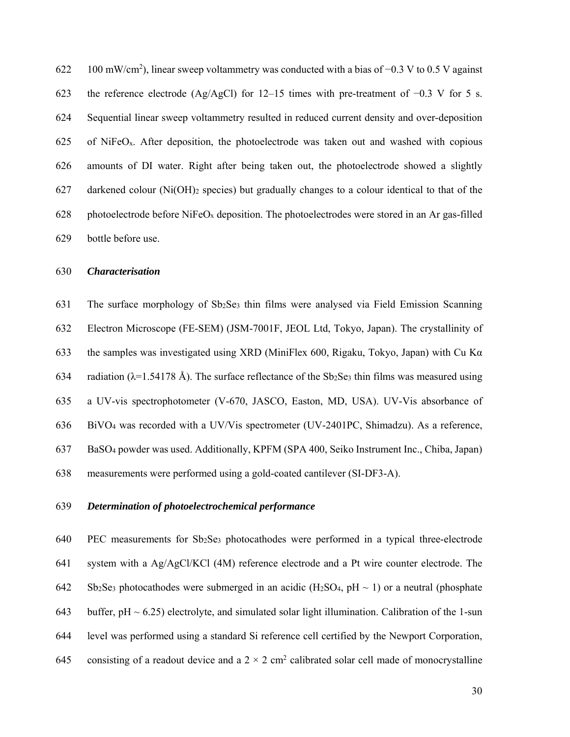100 mW/cm$^2$), linear sweep voltammetry was conducted with a bias of −0.3 V to 0.5 V against the reference electrode (Ag/AgCl) for 12–15 times with pre-treatment of −0.3 V for 5 s. Sequential linear sweep voltammetry resulted in reduced current density and over-deposition of $NiFeO_x$. After deposition, the photoelectrode was taken out and washed with copious amounts of DI water. Right after being taken out, the photoelectrode showed a slightly darkened colour ($Ni(OH)_2$ species) but gradually changes to a colour identical to that of the photoelectrode before $NiFeO_x$ deposition. The photoelectrodes were stored in an Ar gas-filled bottle before use.

***Characterisation***

The surface morphology of $Sb_2Se_3$ thin films were analysed via Field Emission Scanning Electron Microscope (FE-SEM) (JSM-7001F, JEOL Ltd, Tokyo, Japan). The crystallinity of the samples was investigated using XRD (MiniFlex 600, Rigaku, Tokyo, Japan) with Cu Kα radiation (λ=1.54178 Å). The surface reflectance of the $Sb_2Se_3$ thin films was measured using a UV-vis spectrophotometer (V-670, JASCO, Easton, MD, USA). UV-Vis absorbance of $BiVO_4$ was recorded with a UV/Vis spectrometer (UV-2401PC, Shimadzu). As a reference, $BaSO_4$ powder was used. Additionally, KPFM (SPA 400, Seiko Instrument Inc., Chiba, Japan) measurements were performed using a gold-coated cantilever (SI-DF3-A).

***Determination of photoelectrochemical performance***

PEC measurements for $Sb_2Se_3$ photocathodes were performed in a typical three-electrode system with a Ag/AgCl/KCl (4M) reference electrode and a Pt wire counter electrode. The $Sb_2Se_3$ photocathodes were submerged in an acidic ($H_2SO_4$, pH ~ 1) or a neutral (phosphate buffer, pH ~ 6.25) electrolyte, and simulated solar light illumination. Calibration of the 1-sun level was performed using a standard Si reference cell certified by the Newport Corporation, consisting of a readout device and a 2 × 2 cm$^2$ calibrated solar cell made of monocrystalline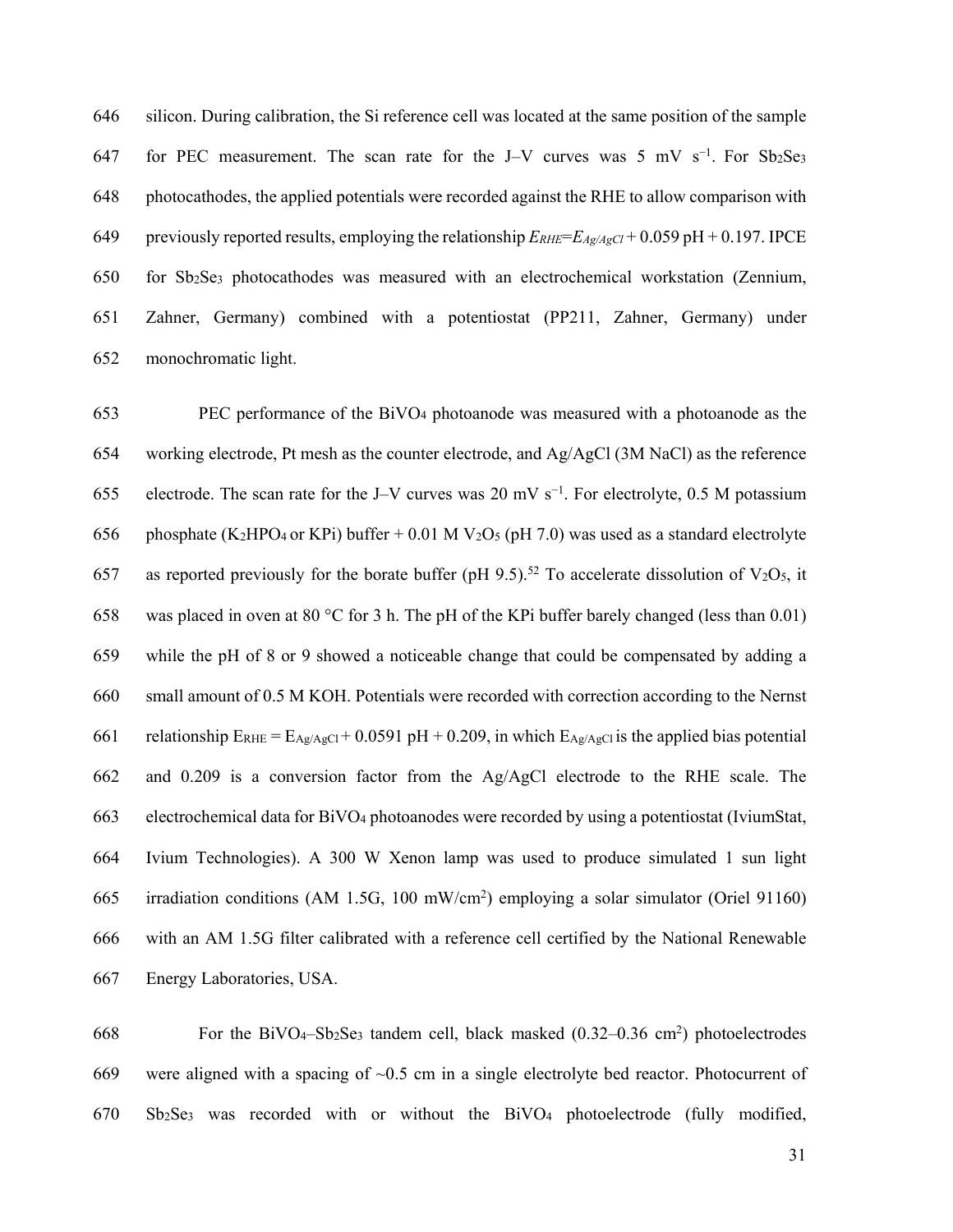silicon. During calibration, the Si reference cell was located at the same position of the sample for PEC measurement. The scan rate for the J–V curves was 5 mV $s^{-1}$. For $Sb_2Se_3$ photocathodes, the applied potentials were recorded against the RHE to allow comparison with previously reported results, employing the relationship $E_{RHE}=E_{Ag/AgCl} + 0.059\ \text{pH} + 0.197$. IPCE for $Sb_2Se_3$ photocathodes was measured with an electrochemical workstation (Zennium, Zahner, Germany) combined with a potentiostat (PP211, Zahner, Germany) under monochromatic light.

PEC performance of the $BiVO_4$ photoanode was measured with a photoanode as the working electrode, Pt mesh as the counter electrode, and Ag/AgCl (3M NaCl) as the reference electrode. The scan rate for the J–V curves was 20 mV $s^{-1}$. For electrolyte, 0.5 M potassium phosphate ($K_2HPO_4$ or KPi) buffer + 0.01 M $V_2O_5$ (pH 7.0) was used as a standard electrolyte as reported previously for the borate buffer (pH 9.5).[52] To accelerate dissolution of $V_2O_5$, it was placed in oven at 80 °C for 3 h. The pH of the KPi buffer barely changed (less than 0.01) while the pH of 8 or 9 showed a noticeable change that could be compensated by adding a small amount of 0.5 M KOH. Potentials were recorded with correction according to the Nernst relationship $E_{RHE} = E_{Ag/AgCl} + 0.0591\ \text{pH} + 0.209$, in which $E_{Ag/AgCl}$ is the applied bias potential and 0.209 is a conversion factor from the Ag/AgCl electrode to the RHE scale. The electrochemical data for $BiVO_4$ photoanodes were recorded by using a potentiostat (IviumStat, Ivium Technologies). A 300 W Xenon lamp was used to produce simulated 1 sun light irradiation conditions (AM 1.5G, 100 mW/$cm^2$) employing a solar simulator (Oriel 91160) with an AM 1.5G filter calibrated with a reference cell certified by the National Renewable Energy Laboratories, USA.

For the $BiVO_4$–$Sb_2Se_3$ tandem cell, black masked (0.32–0.36 $cm^2$) photoelectrodes were aligned with a spacing of ~0.5 cm in a single electrolyte bed reactor. Photocurrent of $Sb_2Se_3$ was recorded with or without the $BiVO_4$ photoelectrode (fully modified,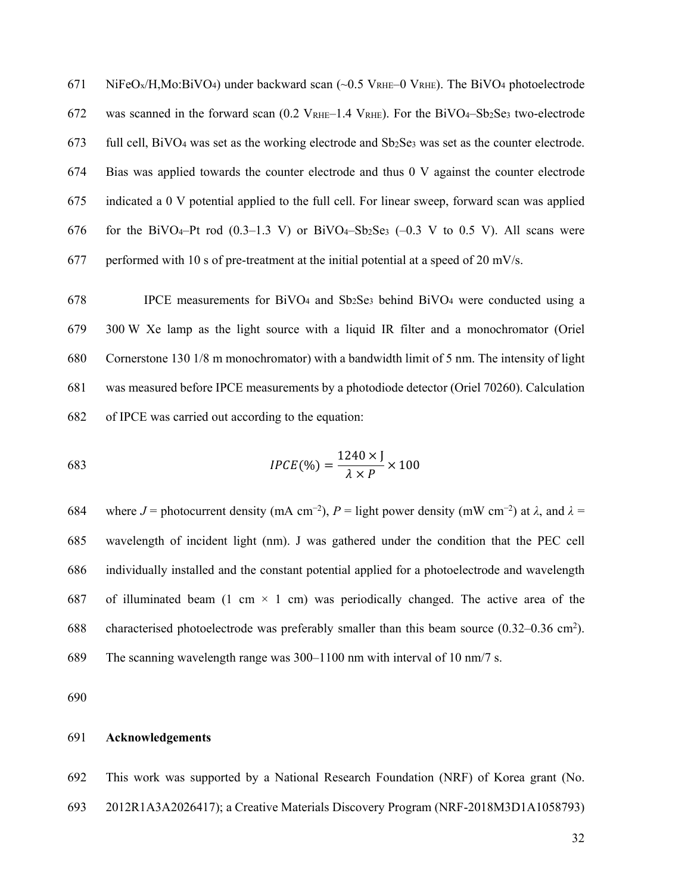$NiFeO_x$/H,Mo:$BiVO_4$) under backward scan (~0.5 $V_{RHE}$–0 $V_{RHE}$). The $BiVO_4$ photoelectrode was scanned in the forward scan (0.2 $V_{RHE}$–1.4 $V_{RHE}$). For the $BiVO_4$–$Sb_2Se_3$ two-electrode full cell, $BiVO_4$ was set as the working electrode and $Sb_2Se_3$ was set as the counter electrode. Bias was applied towards the counter electrode and thus 0 V against the counter electrode indicated a 0 V potential applied to the full cell. For linear sweep, forward scan was applied for the $BiVO_4$–Pt rod (0.3–1.3 V) or $BiVO_4$–$Sb_2Se_3$ (–0.3 V to 0.5 V). All scans were performed with 10 s of pre-treatment at the initial potential at a speed of 20 mV/s.

IPCE measurements for $BiVO_4$ and $Sb_2Se_3$ behind $BiVO_4$ were conducted using a 300 W Xe lamp as the light source with a liquid IR filter and a monochromator (Oriel Cornerstone 130 1/8 m monochromator) with a bandwidth limit of 5 nm. The intensity of light was measured before IPCE measurements by a photodiode detector (Oriel 70260). Calculation of IPCE was carried out according to the equation:

$$IPCE(\%) = \frac{1240 \times J}{\lambda \times P} \times 100$$

where $J$ = photocurrent density (mA cm$^{-2}$), $P$ = light power density (mW cm$^{-2}$) at $\lambda$, and $\lambda$ = wavelength of incident light (nm). J was gathered under the condition that the PEC cell individually installed and the constant potential applied for a photoelectrode and wavelength of illuminated beam (1 cm × 1 cm) was periodically changed. The active area of the characterised photoelectrode was preferably smaller than this beam source (0.32–0.36 cm$^2$). The scanning wavelength range was 300–1100 nm with interval of 10 nm/7 s.

## Acknowledgements

This work was supported by a National Research Foundation (NRF) of Korea grant (No. 2012R1A3A2026417); a Creative Materials Discovery Program (NRF-2018M3D1A1058793)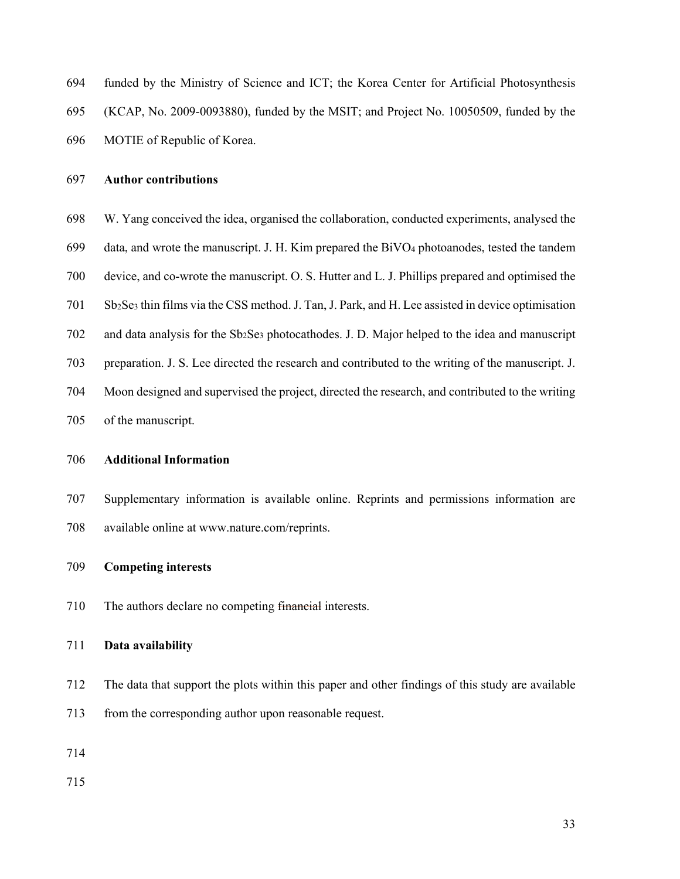funded by the Ministry of Science and ICT; the Korea Center for Artificial Photosynthesis (KCAP, No. 2009-0093880), funded by the MSIT; and Project No. 10050509, funded by the MOTIE of Republic of Korea.

**Author contributions**

W. Yang conceived the idea, organised the collaboration, conducted experiments, analysed the data, and wrote the manuscript. J. H. Kim prepared the $BiVO_4$ photoanodes, tested the tandem device, and co-wrote the manuscript. O. S. Hutter and L. J. Phillips prepared and optimised the $Sb_2Se_3$ thin films via the CSS method. J. Tan, J. Park, and H. Lee assisted in device optimisation and data analysis for the $Sb_2Se_3$ photocathodes. J. D. Major helped to the idea and manuscript preparation. J. S. Lee directed the research and contributed to the writing of the manuscript. J. Moon designed and supervised the project, directed the research, and contributed to the writing of the manuscript.

**Additional Information**

Supplementary information is available online. Reprints and permissions information are available online at www.nature.com/reprints.

**Competing interests**

The authors declare no competing ~~financial~~ interests.

**Data availability**

The data that support the plots within this paper and other findings of this study are available from the corresponding author upon reasonable request.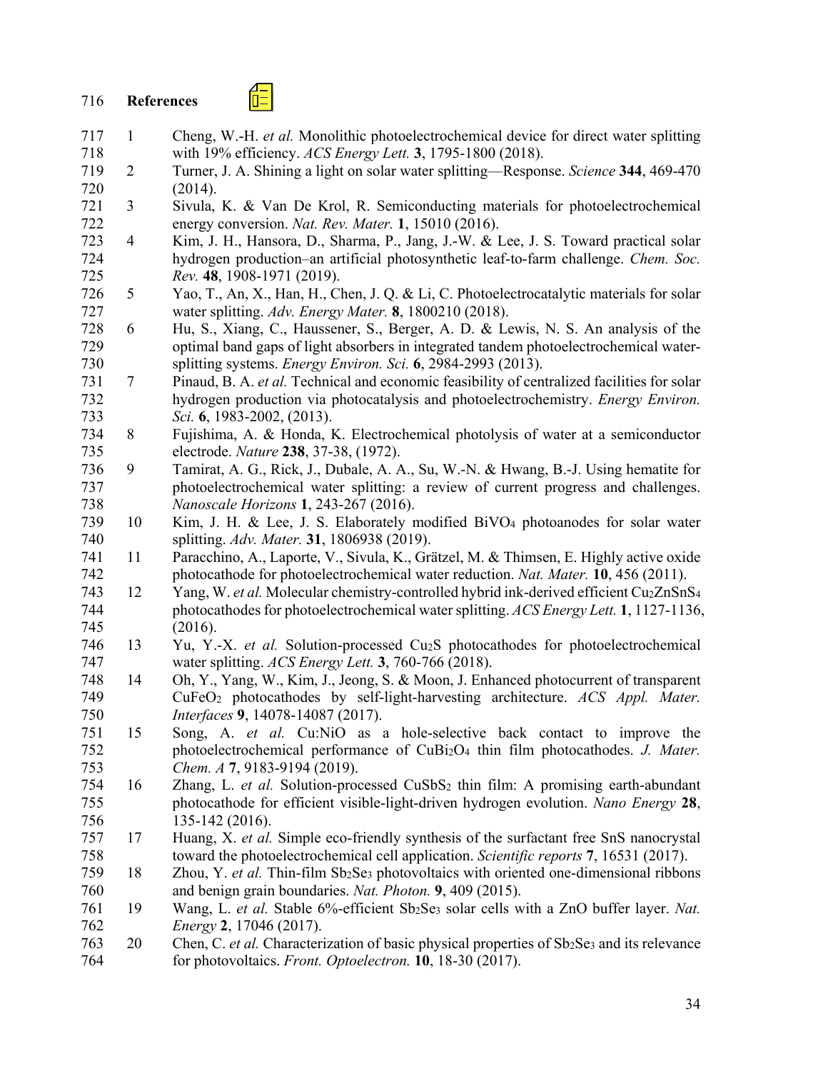## References

1. Cheng, W.-H. *et al.* Monolithic photoelectrochemical device for direct water splitting with 19% efficiency. *ACS Energy Lett.* **3**, 1795-1800 (2018).
2. Turner, J. A. Shining a light on solar water splitting—Response. *Science* **344**, 469-470 (2014).
3. Sivula, K. & Van De Krol, R. Semiconducting materials for photoelectrochemical energy conversion. *Nat. Rev. Mater.* **1**, 15010 (2016).
4. Kim, J. H., Hansora, D., Sharma, P., Jang, J.-W. & Lee, J. S. Toward practical solar hydrogen production–an artificial photosynthetic leaf-to-farm challenge. *Chem. Soc. Rev.* **48**, 1908-1971 (2019).
5. Yao, T., An, X., Han, H., Chen, J. Q. & Li, C. Photoelectrocatalytic materials for solar water splitting. *Adv. Energy Mater.* **8**, 1800210 (2018).
6. Hu, S., Xiang, C., Haussener, S., Berger, A. D. & Lewis, N. S. An analysis of the optimal band gaps of light absorbers in integrated tandem photoelectrochemical water-splitting systems. *Energy Environ. Sci.* **6**, 2984-2993 (2013).
7. Pinaud, B. A. *et al.* Technical and economic feasibility of centralized facilities for solar hydrogen production via photocatalysis and photoelectrochemistry. *Energy Environ. Sci.* **6**, 1983-2002, (2013).
8. Fujishima, A. & Honda, K. Electrochemical photolysis of water at a semiconductor electrode. *Nature* **238**, 37-38, (1972).
9. Tamirat, A. G., Rick, J., Dubale, A. A., Su, W.-N. & Hwang, B.-J. Using hematite for photoelectrochemical water splitting: a review of current progress and challenges. *Nanoscale Horizons* **1**, 243-267 (2016).
10. Kim, J. H. & Lee, J. S. Elaborately modified $BiVO_4$ photoanodes for solar water splitting. *Adv. Mater.* **31**, 1806938 (2019).
11. Paracchino, A., Laporte, V., Sivula, K., Grätzel, M. & Thimsen, E. Highly active oxide photocathode for photoelectrochemical water reduction. *Nat. Mater.* **10**, 456 (2011).
12. Yang, W. *et al.* Molecular chemistry-controlled hybrid ink-derived efficient $Cu_2ZnSnS_4$ photocathodes for photoelectrochemical water splitting. *ACS Energy Lett.* **1**, 1127-1136, (2016).
13. Yu, Y.-X. *et al.* Solution-processed $Cu_2S$ photocathodes for photoelectrochemical water splitting. *ACS Energy Lett.* **3**, 760-766 (2018).
14. Oh, Y., Yang, W., Kim, J., Jeong, S. & Moon, J. Enhanced photocurrent of transparent $CuFeO_2$ photocathodes by self-light-harvesting architecture. *ACS Appl. Mater. Interfaces* **9**, 14078-14087 (2017).
15. Song, A. *et al.* Cu:NiO as a hole-selective back contact to improve the photoelectrochemical performance of $CuBi_2O_4$ thin film photocathodes. *J. Mater. Chem. A* **7**, 9183-9194 (2019).
16. Zhang, L. *et al.* Solution-processed $CuSbS_2$ thin film: A promising earth-abundant photocathode for efficient visible-light-driven hydrogen evolution. *Nano Energy* **28**, 135-142 (2016).
17. Huang, X. *et al.* Simple eco-friendly synthesis of the surfactant free SnS nanocrystal toward the photoelectrochemical cell application. *Scientific reports* **7**, 16531 (2017).
18. Zhou, Y. *et al.* Thin-film $Sb_2Se_3$ photovoltaics with oriented one-dimensional ribbons and benign grain boundaries. *Nat. Photon.* **9**, 409 (2015).
19. Wang, L. *et al.* Stable 6%-efficient $Sb_2Se_3$ solar cells with a ZnO buffer layer. *Nat. Energy* **2**, 17046 (2017).
20. Chen, C. *et al.* Characterization of basic physical properties of $Sb_2Se_3$ and its relevance for photovoltaics. *Front. Optoelectron.* **10**, 18-30 (2017).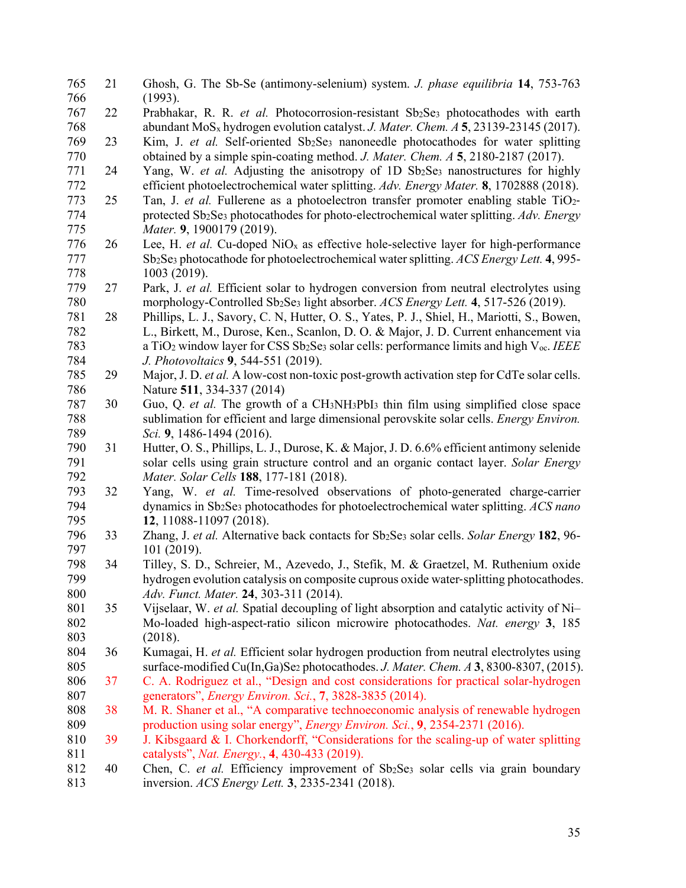21. Ghosh, G. The Sb-Se (antimony-selenium) system. *J. phase equilibria* **14**, 753-763 (1993).
22. Prabhakar, R. R. *et al.* Photocorrosion-resistant $Sb_2Se_3$ photocathodes with earth abundant $MoS_x$ hydrogen evolution catalyst. *J. Mater. Chem. A* **5**, 23139-23145 (2017).
23. Kim, J. *et al.* Self-oriented $Sb_2Se_3$ nanoneedle photocathodes for water splitting obtained by a simple spin-coating method. *J. Mater. Chem. A* **5**, 2180-2187 (2017).
24. Yang, W. *et al.* Adjusting the anisotropy of 1D $Sb_2Se_3$ nanostructures for highly efficient photoelectrochemical water splitting. *Adv. Energy Mater.* **8**, 1702888 (2018).
25. Tan, J. *et al.* Fullerene as a photoelectron transfer promoter enabling stable $TiO_2$-protected $Sb_2Se_3$ photocathodes for photo-electrochemical water splitting. *Adv. Energy Mater.* **9**, 1900179 (2019).
26. Lee, H. *et al.* Cu-doped $NiO_x$ as effective hole-selective layer for high-performance $Sb_2Se_3$ photocathode for photoelectrochemical water splitting. *ACS Energy Lett.* **4**, 995-1003 (2019).
27. Park, J. *et al.* Efficient solar to hydrogen conversion from neutral electrolytes using morphology-Controlled $Sb_2Se_3$ light absorber. *ACS Energy Lett.* **4**, 517-526 (2019).
28. Phillips, L. J., Savory, C. N, Hutter, O. S., Yates, P. J., Shiel, H., Mariotti, S., Bowen, L., Birkett, M., Durose, Ken., Scanlon, D. O. & Major, J. D. Current enhancement via a $TiO_2$ window layer for CSS $Sb_2Se_3$ solar cells: performance limits and high $V_{oc}$. *IEEE J. Photovoltaics* **9**, 544-551 (2019).
29. Major, J. D. *et al.* A low-cost non-toxic post-growth activation step for CdTe solar cells. Nature **511**, 334-337 (2014)
30. Guo, Q. *et al.* The growth of a $CH_3NH_3PbI_3$ thin film using simplified close space sublimation for efficient and large dimensional perovskite solar cells. *Energy Environ. Sci.* **9**, 1486-1494 (2016).
31. Hutter, O. S., Phillips, L. J., Durose, K. & Major, J. D. 6.6% efficient antimony selenide solar cells using grain structure control and an organic contact layer. *Solar Energy Mater. Solar Cells* **188**, 177-181 (2018).
32. Yang, W. *et al.* Time-resolved observations of photo-generated charge-carrier dynamics in $Sb_2Se_3$ photocathodes for photoelectrochemical water splitting. *ACS nano* **12**, 11088-11097 (2018).
33. Zhang, J. *et al.* Alternative back contacts for $Sb_2Se_3$ solar cells. *Solar Energy* **182**, 96-101 (2019).
34. Tilley, S. D., Schreier, M., Azevedo, J., Stefik, M. & Graetzel, M. Ruthenium oxide hydrogen evolution catalysis on composite cuprous oxide water-splitting photocathodes. *Adv. Funct. Mater.* **24**, 303-311 (2014).
35. Vijselaar, W. *et al.* Spatial decoupling of light absorption and catalytic activity of Ni–Mo-loaded high-aspect-ratio silicon microwire photocathodes. *Nat. energy* **3**, 185 (2018).
36. Kumagai, H. *et al.* Efficient solar hydrogen production from neutral electrolytes using surface-modified $Cu(In,Ga)Se_2$ photocathodes. *J. Mater. Chem. A* **3**, 8300-8307, (2015).
37. C. A. Rodriguez et al., "Design and cost considerations for practical solar-hydrogen generators", *Energy Environ. Sci.*, **7**, 3828-3835 (2014).
38. M. R. Shaner et al., "A comparative technoeconomic analysis of renewable hydrogen production using solar energy", *Energy Environ. Sci.*, **9**, 2354-2371 (2016).
39. J. Kibsgaard & I. Chorkendorff, "Considerations for the scaling-up of water splitting catalysts", *Nat. Energy.*, **4**, 430-433 (2019).
40. Chen, C. *et al.* Efficiency improvement of $Sb_2Se_3$ solar cells via grain boundary inversion. *ACS Energy Lett.* **3**, 2335-2341 (2018).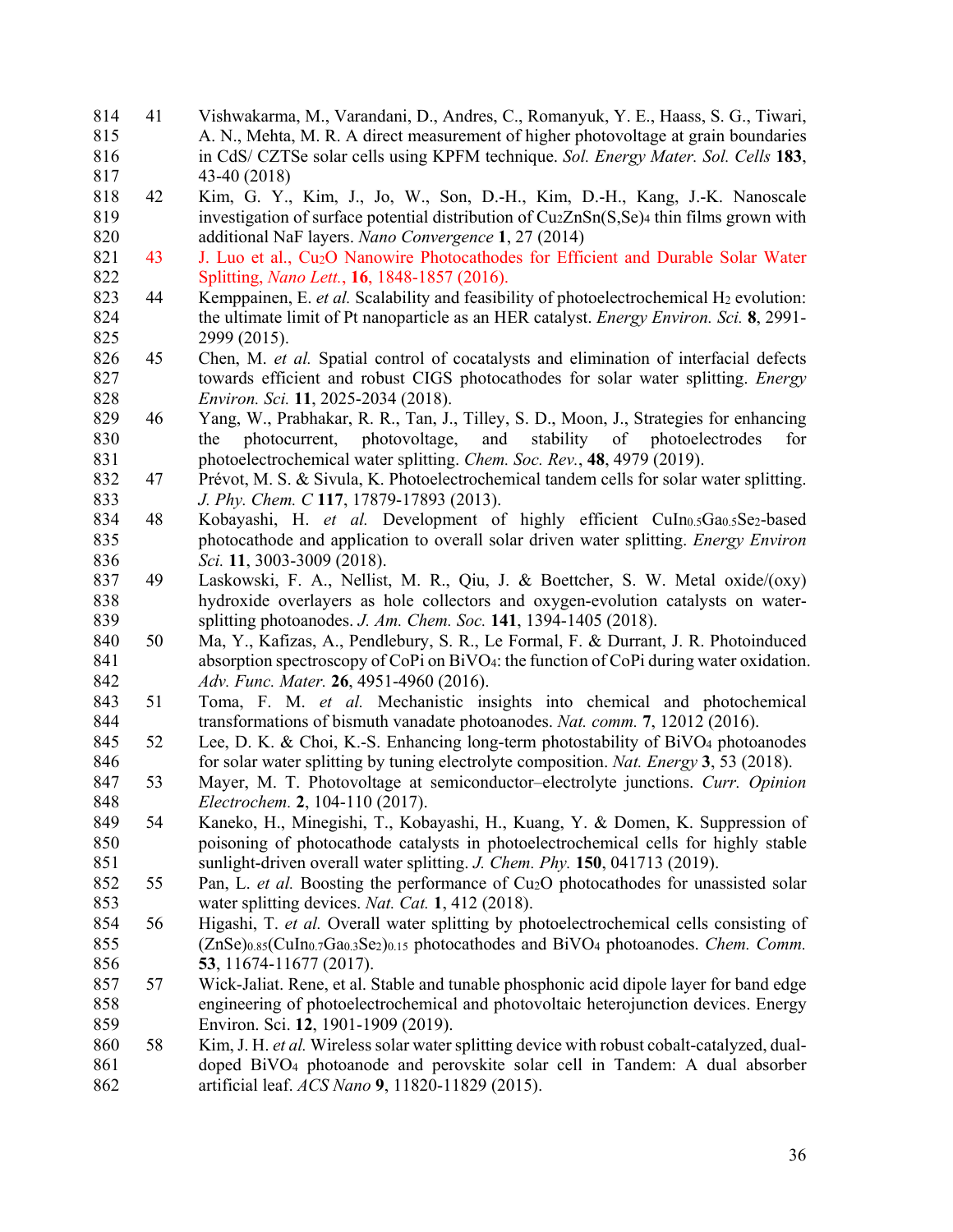41. Vishwakarma, M., Varandani, D., Andres, C., Romanyuk, Y. E., Haass, S. G., Tiwari, A. N., Mehta, M. R. A direct measurement of higher photovoltage at grain boundaries in CdS/ CZTSe solar cells using KPFM technique. *Sol. Energy Mater. Sol. Cells* **183**, 43-40 (2018)
42. Kim, G. Y., Kim, J., Jo, W., Son, D.-H., Kim, D.-H., Kang, J.-K. Nanoscale investigation of surface potential distribution of $Cu_2ZnSn(S,Se)_4$ thin films grown with additional NaF layers. *Nano Convergence* **1**, 27 (2014)
43. J. Luo et al., $Cu_2O$ Nanowire Photocathodes for Efficient and Durable Solar Water Splitting, *Nano Lett.*, **16**, 1848-1857 (2016).
44. Kemppainen, E. *et al.* Scalability and feasibility of photoelectrochemical $H_2$ evolution: the ultimate limit of Pt nanoparticle as an HER catalyst. *Energy Environ. Sci.* **8**, 2991-2999 (2015).
45. Chen, M. *et al.* Spatial control of cocatalysts and elimination of interfacial defects towards efficient and robust CIGS photocathodes for solar water splitting. *Energy Environ. Sci.* **11**, 2025-2034 (2018).
46. Yang, W., Prabhakar, R. R., Tan, J., Tilley, S. D., Moon, J., Strategies for enhancing the photocurrent, photovoltage, and stability of photoelectrodes for photoelectrochemical water splitting. *Chem. Soc. Rev.*, **48**, 4979 (2019).
47. Prévot, M. S. & Sivula, K. Photoelectrochemical tandem cells for solar water splitting. *J. Phy. Chem. C* **117**, 17879-17893 (2013).
48. Kobayashi, H. *et al.* Development of highly efficient $CuIn_{0.5}Ga_{0.5}Se_2$-based photocathode and application to overall solar driven water splitting. *Energy Environ Sci.* **11**, 3003-3009 (2018).
49. Laskowski, F. A., Nellist, M. R., Qiu, J. & Boettcher, S. W. Metal oxide/(oxy) hydroxide overlayers as hole collectors and oxygen-evolution catalysts on water-splitting photoanodes. *J. Am. Chem. Soc.* **141**, 1394-1405 (2018).
50. Ma, Y., Kafizas, A., Pendlebury, S. R., Le Formal, F. & Durrant, J. R. Photoinduced absorption spectroscopy of CoPi on $BiVO_4$: the function of CoPi during water oxidation. *Adv. Func. Mater.* **26**, 4951-4960 (2016).
51. Toma, F. M. *et al.* Mechanistic insights into chemical and photochemical transformations of bismuth vanadate photoanodes. *Nat. comm.* **7**, 12012 (2016).
52. Lee, D. K. & Choi, K.-S. Enhancing long-term photostability of $BiVO_4$ photoanodes for solar water splitting by tuning electrolyte composition. *Nat. Energy* **3**, 53 (2018).
53. Mayer, M. T. Photovoltage at semiconductor–electrolyte junctions. *Curr. Opinion Electrochem.* **2**, 104-110 (2017).
54. Kaneko, H., Minegishi, T., Kobayashi, H., Kuang, Y. & Domen, K. Suppression of poisoning of photocathode catalysts in photoelectrochemical cells for highly stable sunlight-driven overall water splitting. *J. Chem. Phy.* **150**, 041713 (2019).
55. Pan, L. *et al.* Boosting the performance of $Cu_2O$ photocathodes for unassisted solar water splitting devices. *Nat. Cat.* **1**, 412 (2018).
56. Higashi, T. *et al.* Overall water splitting by photoelectrochemical cells consisting of $(ZnSe)_{0.85}(CuIn_{0.7}Ga_{0.3}Se_2)_{0.15}$ photocathodes and $BiVO_4$ photoanodes. *Chem. Comm.* **53**, 11674-11677 (2017).
57. Wick-Jaliat. Rene, et al. Stable and tunable phosphonic acid dipole layer for band edge engineering of photoelectrochemical and photovoltaic heterojunction devices. Energy Environ. Sci. **12**, 1901-1909 (2019).
58. Kim, J. H. *et al.* Wireless solar water splitting device with robust cobalt-catalyzed, dual-doped $BiVO_4$ photoanode and perovskite solar cell in Tandem: A dual absorber artificial leaf. *ACS Nano* **9**, 11820-11829 (2015).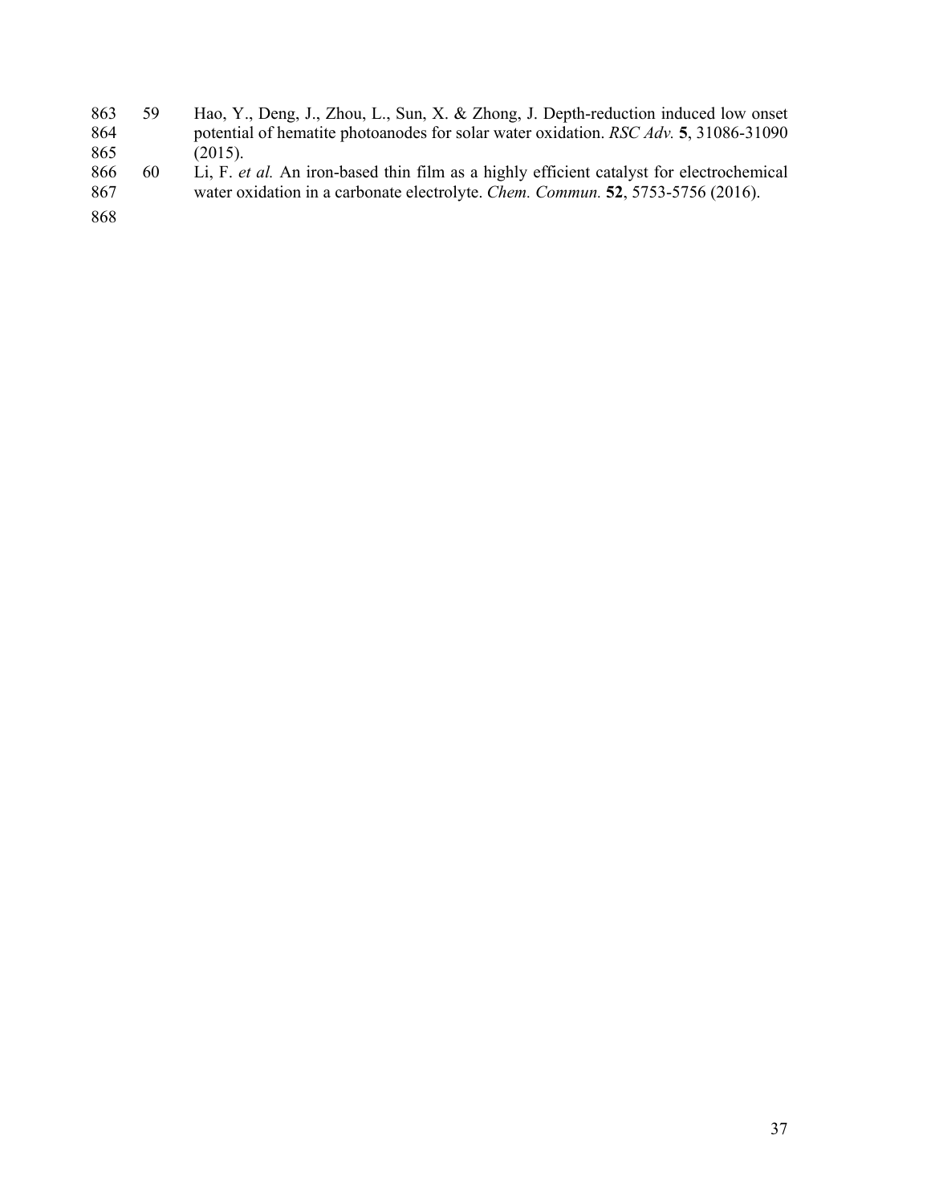59 Hao, Y., Deng, J., Zhou, L., Sun, X. & Zhong, J. Depth-reduction induced low onset potential of hematite photoanodes for solar water oxidation. *RSC Adv.* **5**, 31086-31090 (2015).

60 Li, F. *et al.* An iron-based thin film as a highly efficient catalyst for electrochemical water oxidation in a carbonate electrolyte. *Chem. Commun.* **52**, 5753-5756 (2016).